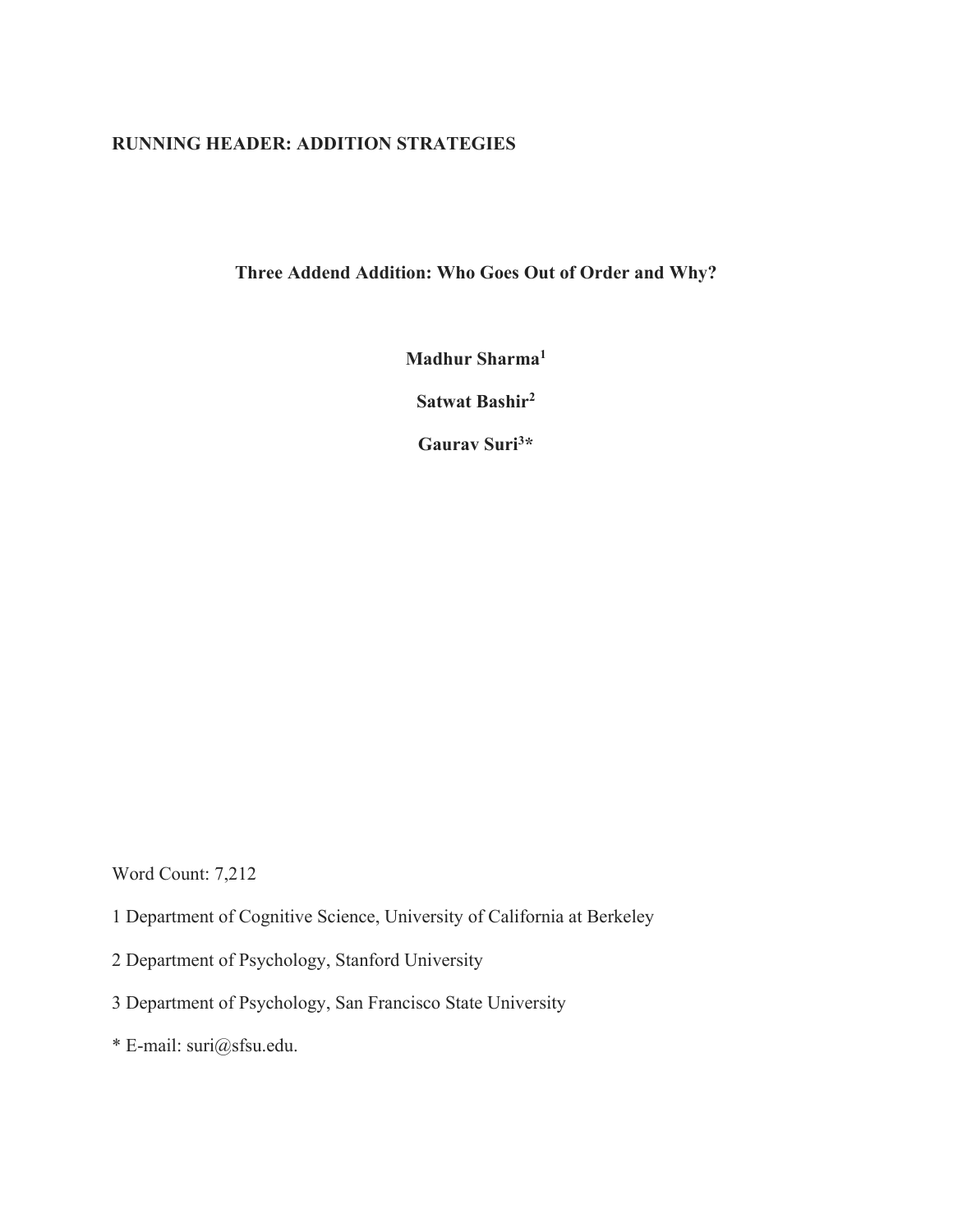**RUNNING HEADER: ADDITION STRATEGIES**

# Three Addend Addition: Who Goes Out of Order and Why?

**Madhur Sharma[1]**

**Satwat Bashir[2]**

**Gaurav Suri[3]***

Word Count: 7,212

1 Department of Cognitive Science, University of California at Berkeley

2 Department of Psychology, Stanford University

3 Department of Psychology, San Francisco State University

* E-mail: suri@sfsu.edu.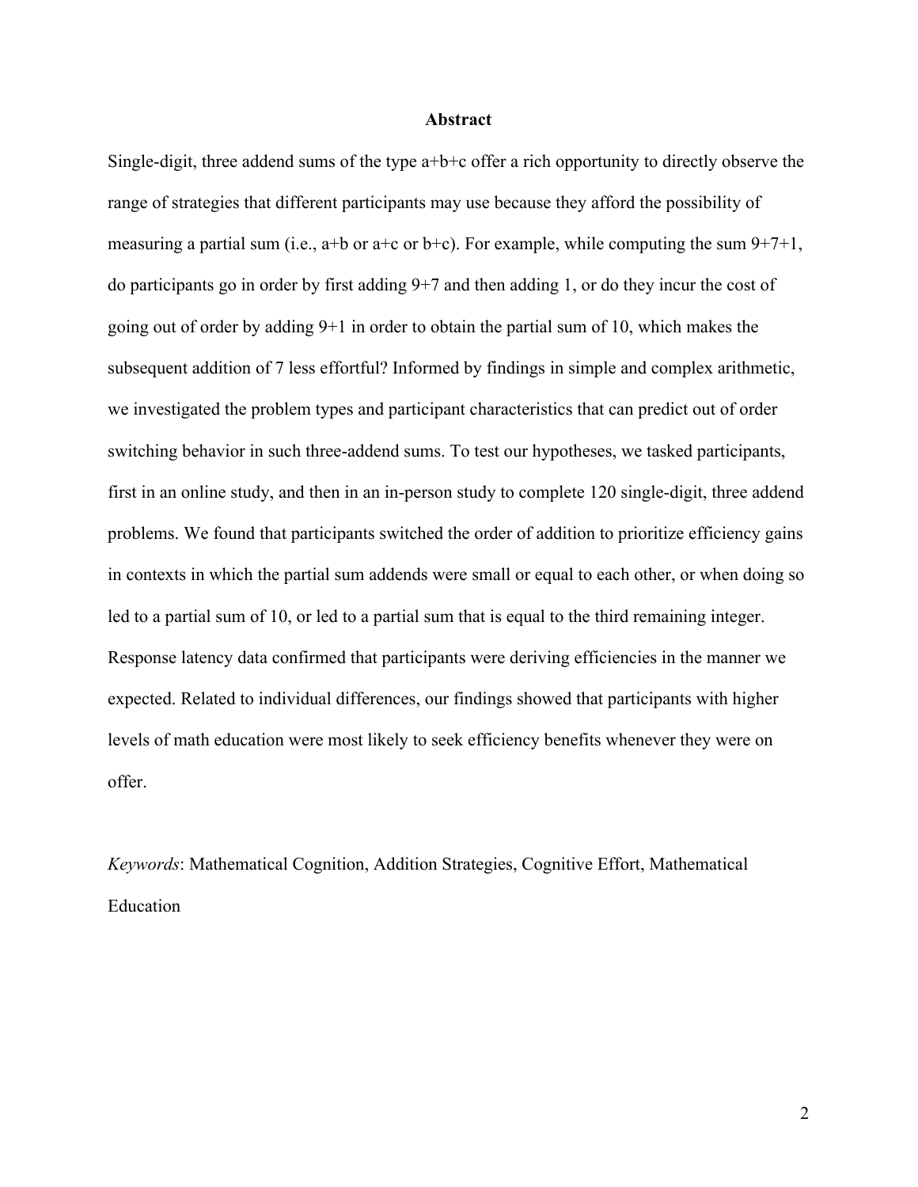# Abstract

Single-digit, three addend sums of the type a+b+c offer a rich opportunity to directly observe the range of strategies that different participants may use because they afford the possibility of measuring a partial sum (i.e., a+b or a+c or b+c). For example, while computing the sum 9+7+1, do participants go in order by first adding 9+7 and then adding 1, or do they incur the cost of going out of order by adding 9+1 in order to obtain the partial sum of 10, which makes the subsequent addition of 7 less effortful? Informed by findings in simple and complex arithmetic, we investigated the problem types and participant characteristics that can predict out of order switching behavior in such three-addend sums. To test our hypotheses, we tasked participants, first in an online study, and then in an in-person study to complete 120 single-digit, three addend problems. We found that participants switched the order of addition to prioritize efficiency gains in contexts in which the partial sum addends were small or equal to each other, or when doing so led to a partial sum of 10, or led to a partial sum that is equal to the third remaining integer. Response latency data confirmed that participants were deriving efficiencies in the manner we expected. Related to individual differences, our findings showed that participants with higher levels of math education were most likely to seek efficiency benefits whenever they were on offer.

*Keywords*: Mathematical Cognition, Addition Strategies, Cognitive Effort, Mathematical Education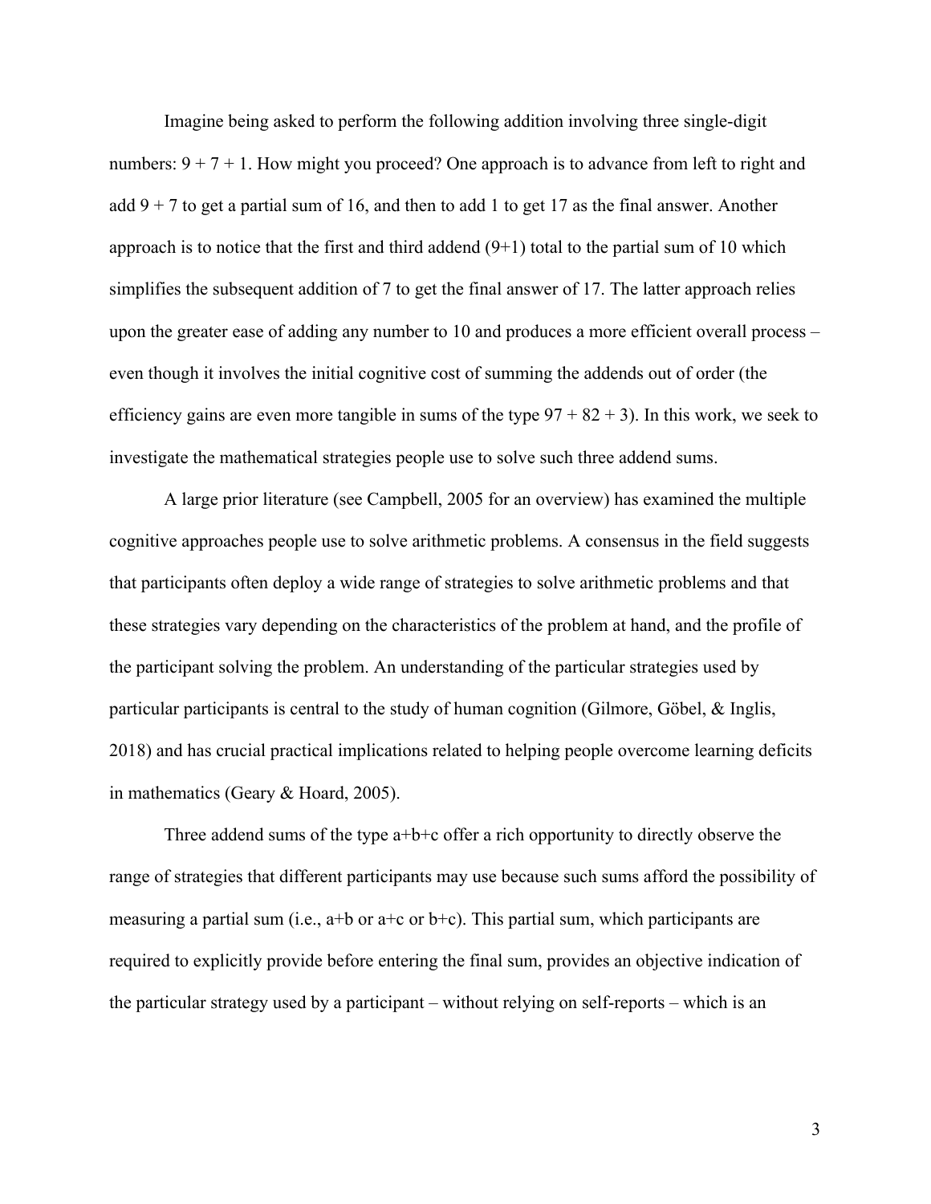Imagine being asked to perform the following addition involving three single-digit numbers: $9 + 7 + 1$. How might you proceed? One approach is to advance from left to right and add $9 + 7$ to get a partial sum of 16, and then to add 1 to get 17 as the final answer. Another approach is to notice that the first and third addend $(9+1)$ total to the partial sum of 10 which simplifies the subsequent addition of 7 to get the final answer of 17. The latter approach relies upon the greater ease of adding any number to 10 and produces a more efficient overall process – even though it involves the initial cognitive cost of summing the addends out of order (the efficiency gains are even more tangible in sums of the type $97 + 82 + 3$). In this work, we seek to investigate the mathematical strategies people use to solve such three addend sums.

A large prior literature (see Campbell, 2005 for an overview) has examined the multiple cognitive approaches people use to solve arithmetic problems. A consensus in the field suggests that participants often deploy a wide range of strategies to solve arithmetic problems and that these strategies vary depending on the characteristics of the problem at hand, and the profile of the participant solving the problem. An understanding of the particular strategies used by particular participants is central to the study of human cognition (Gilmore, Göbel, & Inglis, 2018) and has crucial practical implications related to helping people overcome learning deficits in mathematics (Geary & Hoard, 2005).

Three addend sums of the type $a+b+c$ offer a rich opportunity to directly observe the range of strategies that different participants may use because such sums afford the possibility of measuring a partial sum (i.e., $a+b$ or $a+c$ or $b+c$). This partial sum, which participants are required to explicitly provide before entering the final sum, provides an objective indication of the particular strategy used by a participant – without relying on self-reports – which is an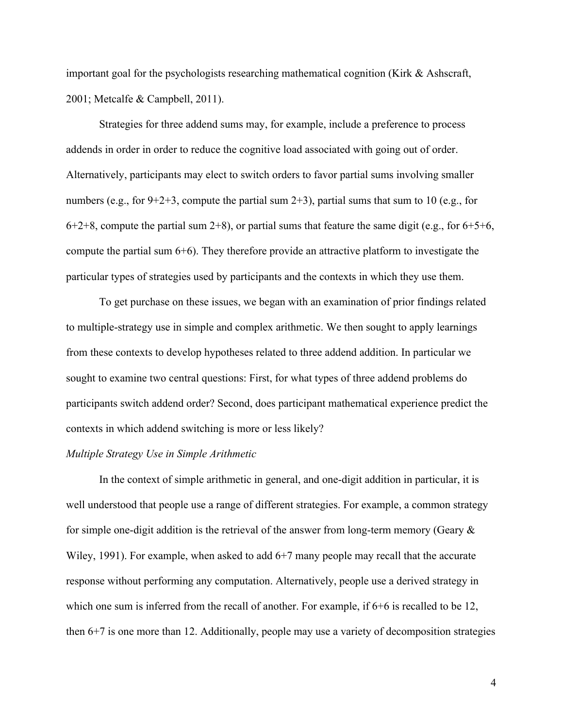important goal for the psychologists researching mathematical cognition (Kirk & Ashscraft, 2001; Metcalfe & Campbell, 2011).

Strategies for three addend sums may, for example, include a preference to process addends in order in order to reduce the cognitive load associated with going out of order. Alternatively, participants may elect to switch orders to favor partial sums involving smaller numbers (e.g., for 9+2+3, compute the partial sum 2+3), partial sums that sum to 10 (e.g., for 6+2+8, compute the partial sum 2+8), or partial sums that feature the same digit (e.g., for 6+5+6, compute the partial sum 6+6). They therefore provide an attractive platform to investigate the particular types of strategies used by participants and the contexts in which they use them.

To get purchase on these issues, we began with an examination of prior findings related to multiple-strategy use in simple and complex arithmetic. We then sought to apply learnings from these contexts to develop hypotheses related to three addend addition. In particular we sought to examine two central questions: First, for what types of three addend problems do participants switch addend order? Second, does participant mathematical experience predict the contexts in which addend switching is more or less likely?

*Multiple Strategy Use in Simple Arithmetic*

In the context of simple arithmetic in general, and one-digit addition in particular, it is well understood that people use a range of different strategies. For example, a common strategy for simple one-digit addition is the retrieval of the answer from long-term memory (Geary & Wiley, 1991). For example, when asked to add 6+7 many people may recall that the accurate response without performing any computation. Alternatively, people use a derived strategy in which one sum is inferred from the recall of another. For example, if 6+6 is recalled to be 12, then 6+7 is one more than 12. Additionally, people may use a variety of decomposition strategies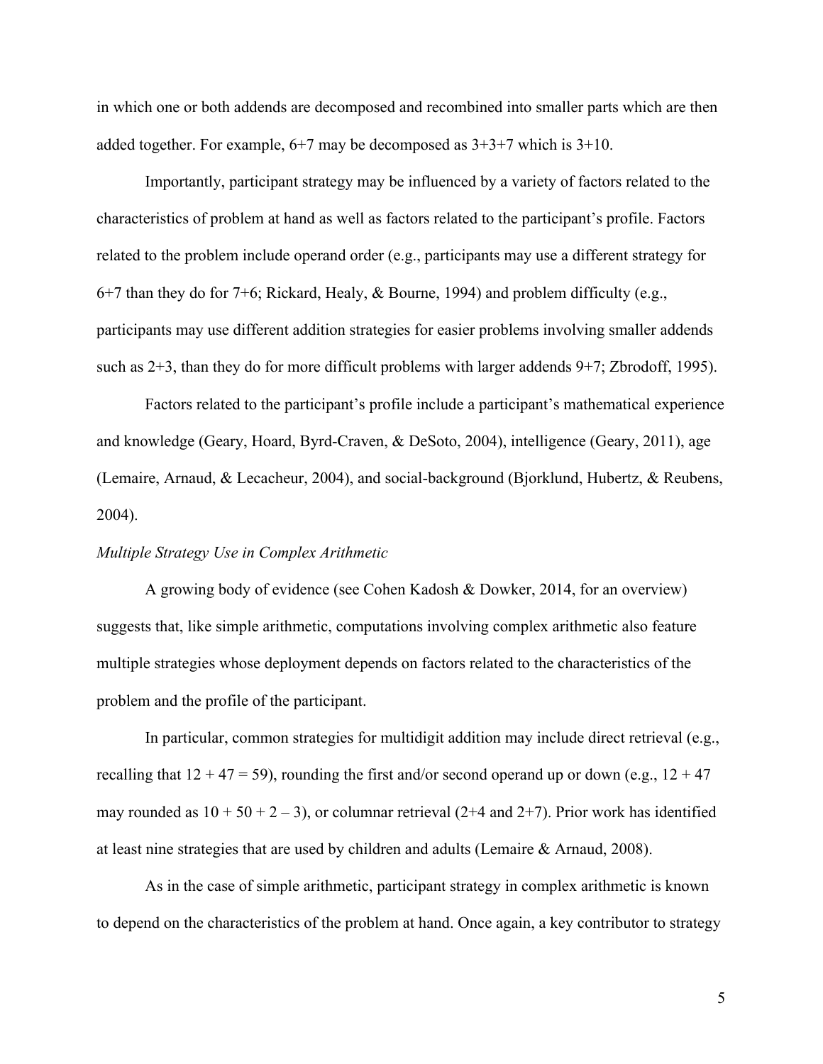in which one or both addends are decomposed and recombined into smaller parts which are then added together. For example, 6+7 may be decomposed as 3+3+7 which is 3+10.

Importantly, participant strategy may be influenced by a variety of factors related to the characteristics of problem at hand as well as factors related to the participant's profile. Factors related to the problem include operand order (e.g., participants may use a different strategy for 6+7 than they do for 7+6; Rickard, Healy, & Bourne, 1994) and problem difficulty (e.g., participants may use different addition strategies for easier problems involving smaller addends such as 2+3, than they do for more difficult problems with larger addends 9+7; Zbrodoff, 1995).

Factors related to the participant's profile include a participant's mathematical experience and knowledge (Geary, Hoard, Byrd-Craven, & DeSoto, 2004), intelligence (Geary, 2011), age (Lemaire, Arnaud, & Lecacheur, 2004), and social-background (Bjorklund, Hubertz, & Reubens, 2004).

*Multiple Strategy Use in Complex Arithmetic*

A growing body of evidence (see Cohen Kadosh & Dowker, 2014, for an overview) suggests that, like simple arithmetic, computations involving complex arithmetic also feature multiple strategies whose deployment depends on factors related to the characteristics of the problem and the profile of the participant.

In particular, common strategies for multidigit addition may include direct retrieval (e.g., recalling that 12 + 47 = 59), rounding the first and/or second operand up or down (e.g., 12 + 47 may rounded as 10 + 50 + 2 – 3), or columnar retrieval (2+4 and 2+7). Prior work has identified at least nine strategies that are used by children and adults (Lemaire & Arnaud, 2008).

As in the case of simple arithmetic, participant strategy in complex arithmetic is known to depend on the characteristics of the problem at hand. Once again, a key contributor to strategy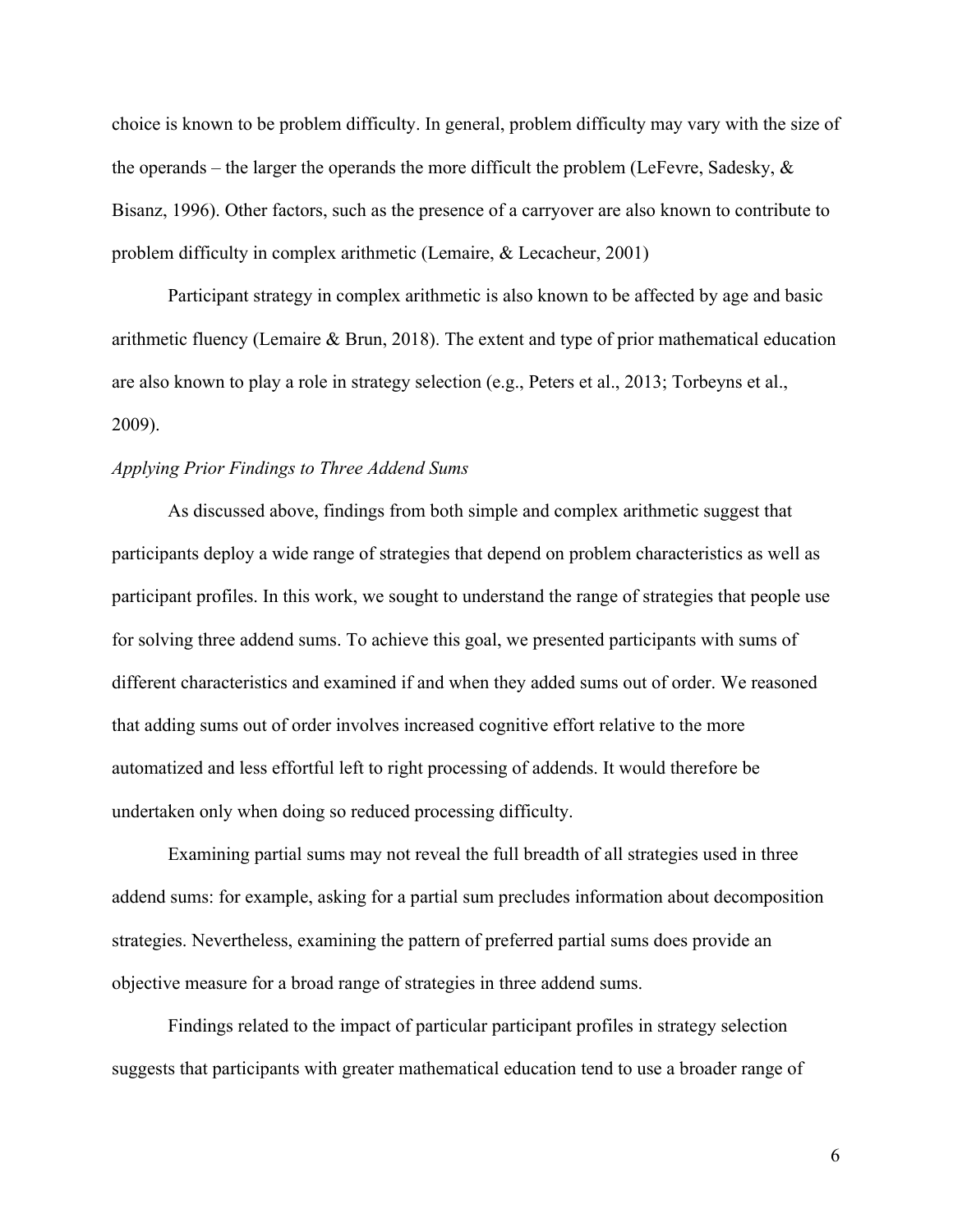choice is known to be problem difficulty. In general, problem difficulty may vary with the size of the operands – the larger the operands the more difficult the problem (LeFevre, Sadesky, & Bisanz, 1996). Other factors, such as the presence of a carryover are also known to contribute to problem difficulty in complex arithmetic (Lemaire, & Lecacheur, 2001)

Participant strategy in complex arithmetic is also known to be affected by age and basic arithmetic fluency (Lemaire & Brun, 2018). The extent and type of prior mathematical education are also known to play a role in strategy selection (e.g., Peters et al., 2013; Torbeyns et al., 2009).

*Applying Prior Findings to Three Addend Sums*

As discussed above, findings from both simple and complex arithmetic suggest that participants deploy a wide range of strategies that depend on problem characteristics as well as participant profiles. In this work, we sought to understand the range of strategies that people use for solving three addend sums. To achieve this goal, we presented participants with sums of different characteristics and examined if and when they added sums out of order. We reasoned that adding sums out of order involves increased cognitive effort relative to the more automatized and less effortful left to right processing of addends. It would therefore be undertaken only when doing so reduced processing difficulty.

Examining partial sums may not reveal the full breadth of all strategies used in three addend sums: for example, asking for a partial sum precludes information about decomposition strategies. Nevertheless, examining the pattern of preferred partial sums does provide an objective measure for a broad range of strategies in three addend sums.

Findings related to the impact of particular participant profiles in strategy selection suggests that participants with greater mathematical education tend to use a broader range of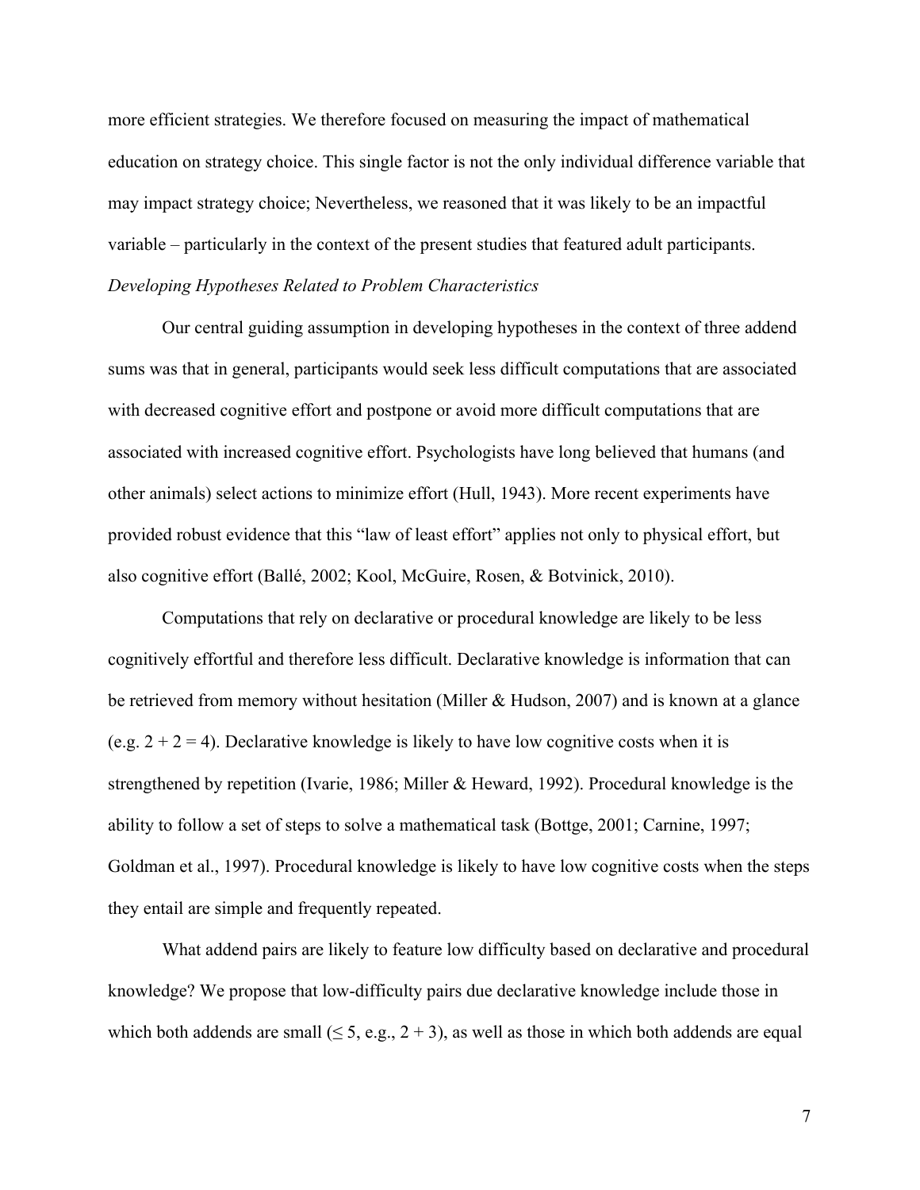more efficient strategies. We therefore focused on measuring the impact of mathematical education on strategy choice. This single factor is not the only individual difference variable that may impact strategy choice; Nevertheless, we reasoned that it was likely to be an impactful variable – particularly in the context of the present studies that featured adult participants.

*Developing Hypotheses Related to Problem Characteristics*

Our central guiding assumption in developing hypotheses in the context of three addend sums was that in general, participants would seek less difficult computations that are associated with decreased cognitive effort and postpone or avoid more difficult computations that are associated with increased cognitive effort. Psychologists have long believed that humans (and other animals) select actions to minimize effort (Hull, 1943). More recent experiments have provided robust evidence that this "law of least effort" applies not only to physical effort, but also cognitive effort (Ballé, 2002; Kool, McGuire, Rosen, & Botvinick, 2010).

Computations that rely on declarative or procedural knowledge are likely to be less cognitively effortful and therefore less difficult. Declarative knowledge is information that can be retrieved from memory without hesitation (Miller & Hudson, 2007) and is known at a glance (e.g. $2 + 2 = 4$). Declarative knowledge is likely to have low cognitive costs when it is strengthened by repetition (Ivarie, 1986; Miller & Heward, 1992). Procedural knowledge is the ability to follow a set of steps to solve a mathematical task (Bottge, 2001; Carnine, 1997; Goldman et al., 1997). Procedural knowledge is likely to have low cognitive costs when the steps they entail are simple and frequently repeated.

What addend pairs are likely to feature low difficulty based on declarative and procedural knowledge? We propose that low-difficulty pairs due declarative knowledge include those in which both addends are small ($\leq 5$, e.g., $2 + 3$), as well as those in which both addends are equal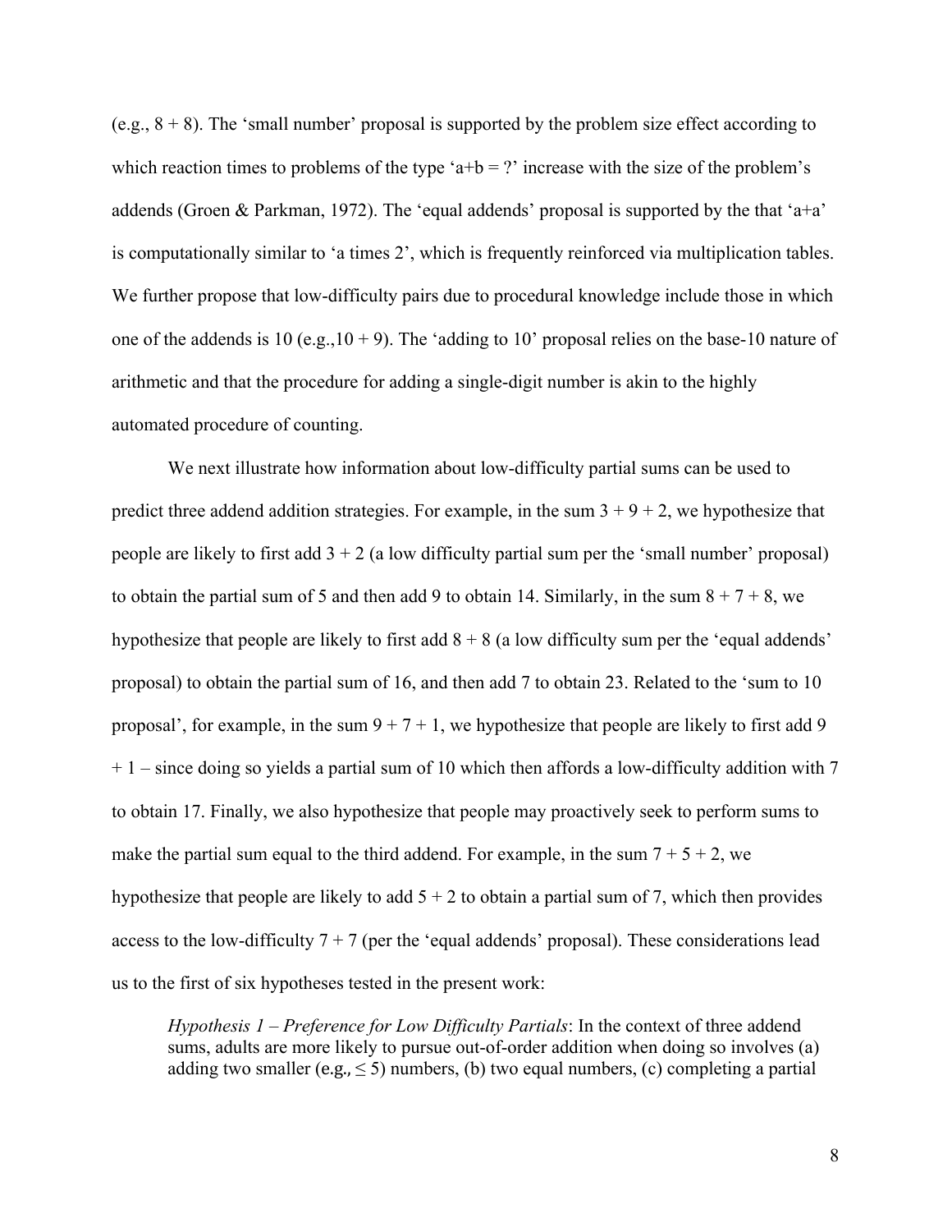(e.g., 8 + 8). The 'small number' proposal is supported by the problem size effect according to which reaction times to problems of the type 'a+b = ?' increase with the size of the problem's addends (Groen & Parkman, 1972). The 'equal addends' proposal is supported by the that 'a+a' is computationally similar to 'a times 2', which is frequently reinforced via multiplication tables. We further propose that low-difficulty pairs due to procedural knowledge include those in which one of the addends is 10 (e.g.,10 + 9). The 'adding to 10' proposal relies on the base-10 nature of arithmetic and that the procedure for adding a single-digit number is akin to the highly automated procedure of counting.

We next illustrate how information about low-difficulty partial sums can be used to predict three addend addition strategies. For example, in the sum 3 + 9 + 2, we hypothesize that people are likely to first add 3 + 2 (a low difficulty partial sum per the 'small number' proposal) to obtain the partial sum of 5 and then add 9 to obtain 14. Similarly, in the sum 8 + 7 + 8, we hypothesize that people are likely to first add 8 + 8 (a low difficulty sum per the 'equal addends' proposal) to obtain the partial sum of 16, and then add 7 to obtain 23. Related to the 'sum to 10 proposal', for example, in the sum 9 + 7 + 1, we hypothesize that people are likely to first add 9 + 1 – since doing so yields a partial sum of 10 which then affords a low-difficulty addition with 7 to obtain 17. Finally, we also hypothesize that people may proactively seek to perform sums to make the partial sum equal to the third addend. For example, in the sum 7 + 5 + 2, we hypothesize that people are likely to add 5 + 2 to obtain a partial sum of 7, which then provides access to the low-difficulty 7 + 7 (per the 'equal addends' proposal). These considerations lead us to the first of six hypotheses tested in the present work:

> *Hypothesis 1 – Preference for Low Difficulty Partials*: In the context of three addend sums, adults are more likely to pursue out-of-order addition when doing so involves (a) adding two smaller (e.g., $\leq 5$) numbers, (b) two equal numbers, (c) completing a partial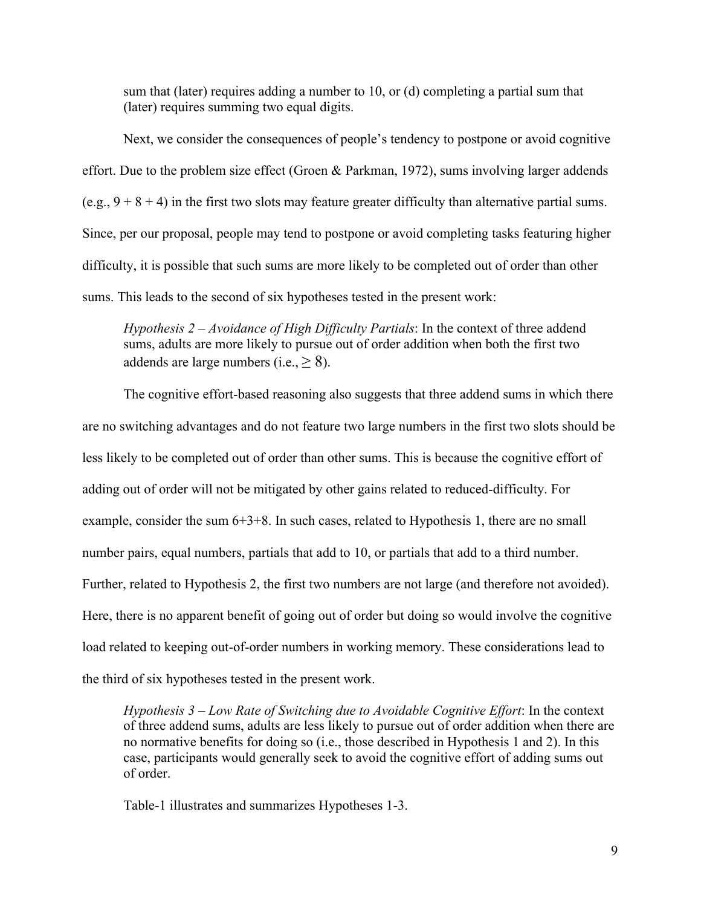sum that (later) requires adding a number to 10, or (d) completing a partial sum that (later) requires summing two equal digits.

Next, we consider the consequences of people's tendency to postpone or avoid cognitive effort. Due to the problem size effect (Groen & Parkman, 1972), sums involving larger addends (e.g., $9 + 8 + 4$) in the first two slots may feature greater difficulty than alternative partial sums. Since, per our proposal, people may tend to postpone or avoid completing tasks featuring higher difficulty, it is possible that such sums are more likely to be completed out of order than other sums. This leads to the second of six hypotheses tested in the present work:

> *Hypothesis 2 – Avoidance of High Difficulty Partials*: In the context of three addend sums, adults are more likely to pursue out of order addition when both the first two addends are large numbers (i.e., $\geq 8$).

The cognitive effort-based reasoning also suggests that three addend sums in which there are no switching advantages and do not feature two large numbers in the first two slots should be less likely to be completed out of order than other sums. This is because the cognitive effort of adding out of order will not be mitigated by other gains related to reduced-difficulty. For example, consider the sum $6+3+8$. In such cases, related to Hypothesis 1, there are no small number pairs, equal numbers, partials that add to 10, or partials that add to a third number. Further, related to Hypothesis 2, the first two numbers are not large (and therefore not avoided). Here, there is no apparent benefit of going out of order but doing so would involve the cognitive load related to keeping out-of-order numbers in working memory. These considerations lead to the third of six hypotheses tested in the present work.

> *Hypothesis 3 – Low Rate of Switching due to Avoidable Cognitive Effort*: In the context of three addend sums, adults are less likely to pursue out of order addition when there are no normative benefits for doing so (i.e., those described in Hypothesis 1 and 2). In this case, participants would generally seek to avoid the cognitive effort of adding sums out of order.

Table-1 illustrates and summarizes Hypotheses 1-3.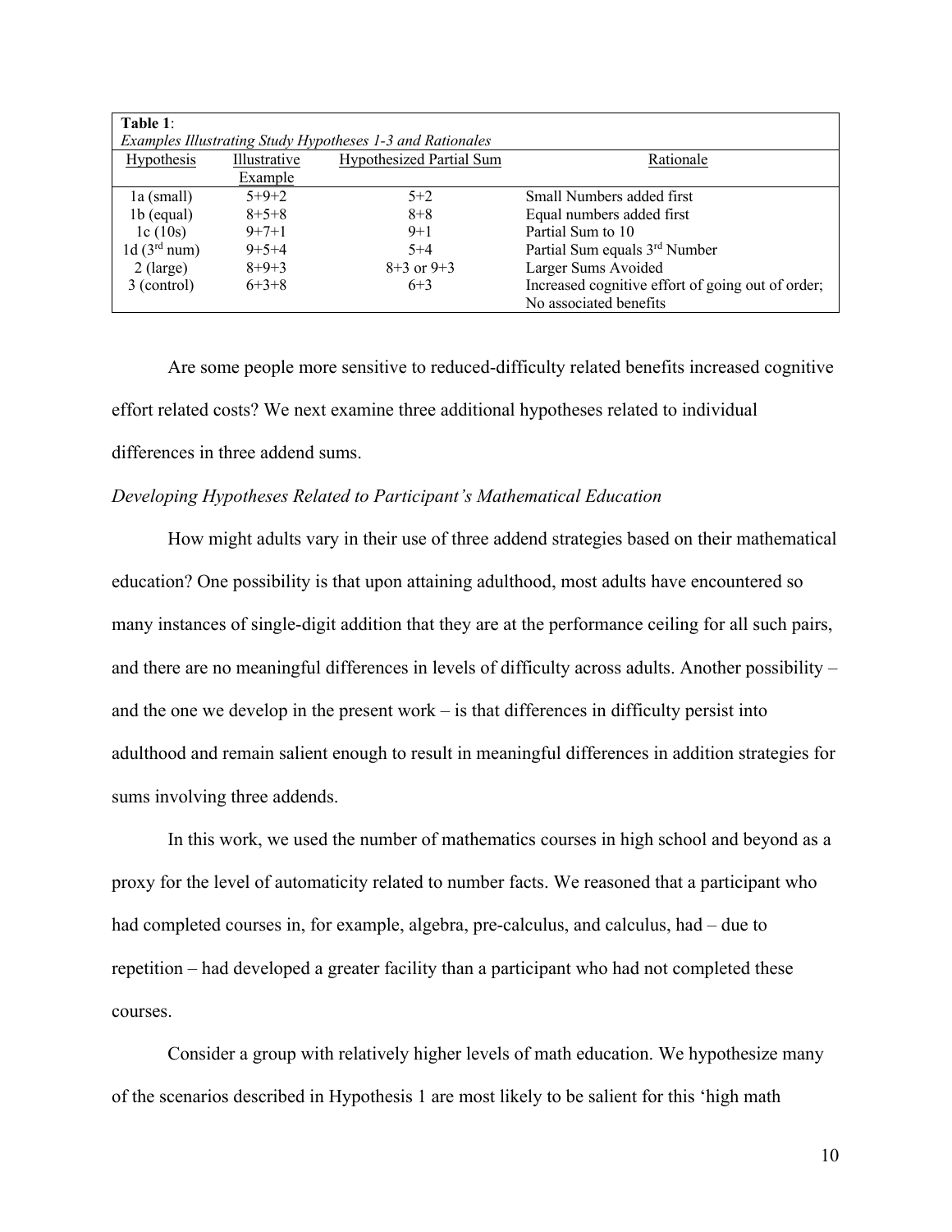**Table 1**:
*Examples Illustrating Study Hypotheses 1-3 and Rationales*

| Hypothesis | Illustrative Example | Hypothesized Partial Sum | Rationale |
|---|---|---|---|
| 1a (small) | 5+9+2 | 5+2 | Small Numbers added first |
| 1b (equal) | 8+5+8 | 8+8 | Equal numbers added first |
| 1c (10s) | 9+7+1 | 9+1 | Partial Sum to 10 |
| 1d (3rd num) | 9+5+4 | 5+4 | Partial Sum equals 3rd Number |
| 2 (large) | 8+9+3 | 8+3 or 9+3 | Larger Sums Avoided |
| 3 (control) | 6+3+8 | 6+3 | Increased cognitive effort of going out of order; No associated benefits |

Are some people more sensitive to reduced-difficulty related benefits increased cognitive effort related costs? We next examine three additional hypotheses related to individual differences in three addend sums.

*Developing Hypotheses Related to Participant's Mathematical Education*

How might adults vary in their use of three addend strategies based on their mathematical education? One possibility is that upon attaining adulthood, most adults have encountered so many instances of single-digit addition that they are at the performance ceiling for all such pairs, and there are no meaningful differences in levels of difficulty across adults. Another possibility – and the one we develop in the present work – is that differences in difficulty persist into adulthood and remain salient enough to result in meaningful differences in addition strategies for sums involving three addends.

In this work, we used the number of mathematics courses in high school and beyond as a proxy for the level of automaticity related to number facts. We reasoned that a participant who had completed courses in, for example, algebra, pre-calculus, and calculus, had – due to repetition – had developed a greater facility than a participant who had not completed these courses.

Consider a group with relatively higher levels of math education. We hypothesize many of the scenarios described in Hypothesis 1 are most likely to be salient for this 'high math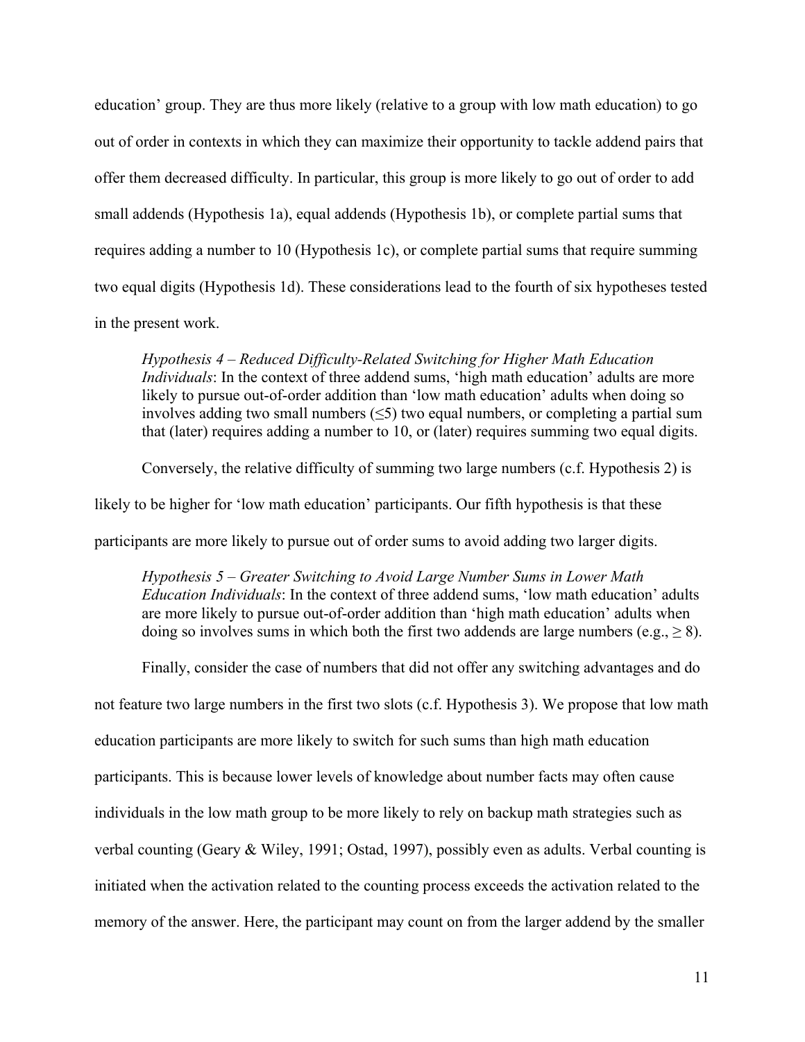education' group. They are thus more likely (relative to a group with low math education) to go out of order in contexts in which they can maximize their opportunity to tackle addend pairs that offer them decreased difficulty. In particular, this group is more likely to go out of order to add small addends (Hypothesis 1a), equal addends (Hypothesis 1b), or complete partial sums that requires adding a number to 10 (Hypothesis 1c), or complete partial sums that require summing two equal digits (Hypothesis 1d). These considerations lead to the fourth of six hypotheses tested in the present work.

> *Hypothesis 4 – Reduced Difficulty-Related Switching for Higher Math Education Individuals*: In the context of three addend sums, 'high math education' adults are more likely to pursue out-of-order addition than 'low math education' adults when doing so involves adding two small numbers ($\leq 5$) two equal numbers, or completing a partial sum that (later) requires adding a number to 10, or (later) requires summing two equal digits.

Conversely, the relative difficulty of summing two large numbers (c.f. Hypothesis 2) is likely to be higher for 'low math education' participants. Our fifth hypothesis is that these participants are more likely to pursue out of order sums to avoid adding two larger digits.

> *Hypothesis 5 – Greater Switching to Avoid Large Number Sums in Lower Math Education Individuals*: In the context of three addend sums, 'low math education' adults are more likely to pursue out-of-order addition than 'high math education' adults when doing so involves sums in which both the first two addends are large numbers (e.g., $\geq 8$).

Finally, consider the case of numbers that did not offer any switching advantages and do not feature two large numbers in the first two slots (c.f. Hypothesis 3). We propose that low math education participants are more likely to switch for such sums than high math education participants. This is because lower levels of knowledge about number facts may often cause individuals in the low math group to be more likely to rely on backup math strategies such as verbal counting (Geary & Wiley, 1991; Ostad, 1997), possibly even as adults. Verbal counting is initiated when the activation related to the counting process exceeds the activation related to the memory of the answer. Here, the participant may count on from the larger addend by the smaller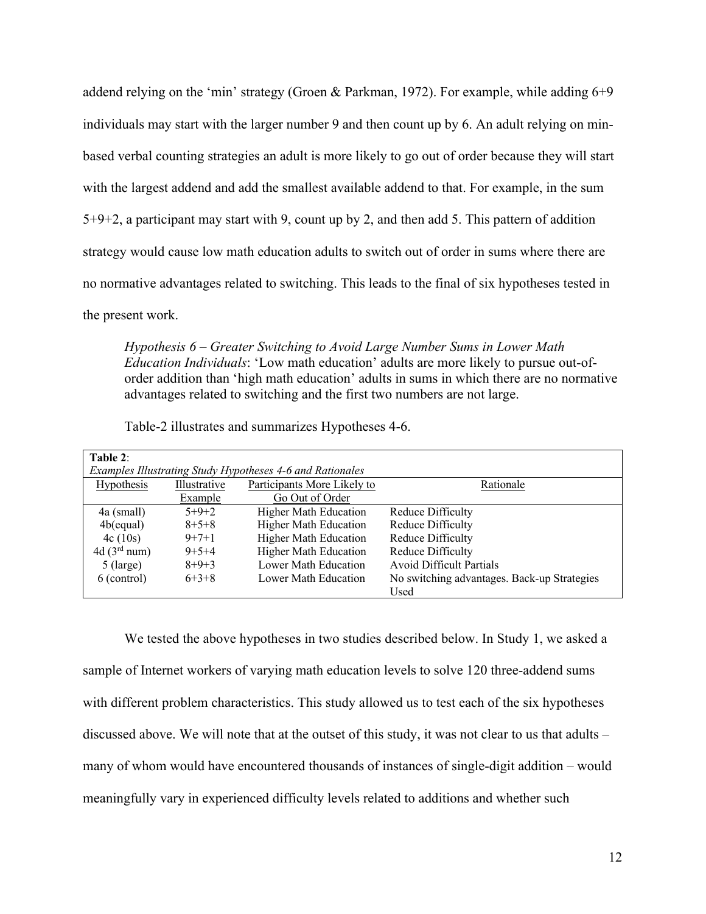addend relying on the 'min' strategy (Groen & Parkman, 1972). For example, while adding 6+9 individuals may start with the larger number 9 and then count up by 6. An adult relying on min-based verbal counting strategies an adult is more likely to go out of order because they will start with the largest addend and add the smallest available addend to that. For example, in the sum 5+9+2, a participant may start with 9, count up by 2, and then add 5. This pattern of addition strategy would cause low math education adults to switch out of order in sums where there are no normative advantages related to switching. This leads to the final of six hypotheses tested in the present work.

> *Hypothesis 6 – Greater Switching to Avoid Large Number Sums in Lower Math Education Individuals*: 'Low math education' adults are more likely to pursue out-of-order addition than 'high math education' adults in sums in which there are no normative advantages related to switching and the first two numbers are not large.

Table-2 illustrates and summarizes Hypotheses 4-6.

**Table 2**:
*Examples Illustrating Study Hypotheses 4-6 and Rationales*

| Hypothesis | Illustrative Example | Participants More Likely to Go Out of Order | Rationale |
|---|---|---|---|
| 4a (small) | 5+9+2 | Higher Math Education | Reduce Difficulty |
| 4b(equal) | 8+5+8 | Higher Math Education | Reduce Difficulty |
| 4c (10s) | 9+7+1 | Higher Math Education | Reduce Difficulty |
| 4d (3rd num) | 9+5+4 | Higher Math Education | Reduce Difficulty |
| 5 (large) | 8+9+3 | Lower Math Education | Avoid Difficult Partials |
| 6 (control) | 6+3+8 | Lower Math Education | No switching advantages. Back-up Strategies Used |

We tested the above hypotheses in two studies described below. In Study 1, we asked a sample of Internet workers of varying math education levels to solve 120 three-addend sums with different problem characteristics. This study allowed us to test each of the six hypotheses discussed above. We will note that at the outset of this study, it was not clear to us that adults – many of whom would have encountered thousands of instances of single-digit addition – would meaningfully vary in experienced difficulty levels related to additions and whether such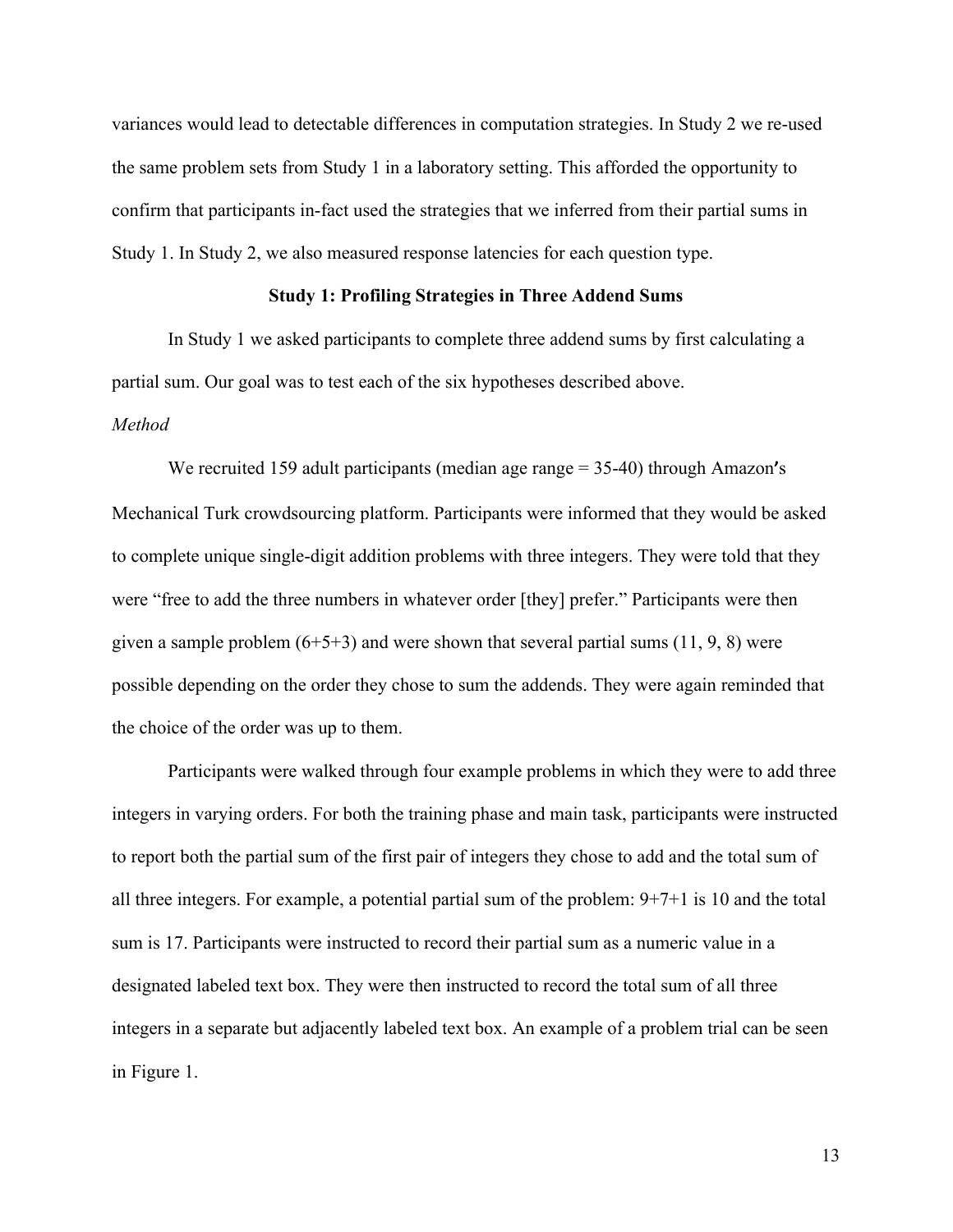variances would lead to detectable differences in computation strategies. In Study 2 we re-used the same problem sets from Study 1 in a laboratory setting. This afforded the opportunity to confirm that participants in-fact used the strategies that we inferred from their partial sums in Study 1. In Study 2, we also measured response latencies for each question type.

## Study 1: Profiling Strategies in Three Addend Sums

In Study 1 we asked participants to complete three addend sums by first calculating a partial sum. Our goal was to test each of the six hypotheses described above.

### *Method*

We recruited 159 adult participants (median age range = 35-40) through Amazon's Mechanical Turk crowdsourcing platform. Participants were informed that they would be asked to complete unique single-digit addition problems with three integers. They were told that they were "free to add the three numbers in whatever order [they] prefer." Participants were then given a sample problem (6+5+3) and were shown that several partial sums (11, 9, 8) were possible depending on the order they chose to sum the addends. They were again reminded that the choice of the order was up to them.

Participants were walked through four example problems in which they were to add three integers in varying orders. For both the training phase and main task, participants were instructed to report both the partial sum of the first pair of integers they chose to add and the total sum of all three integers. For example, a potential partial sum of the problem: 9+7+1 is 10 and the total sum is 17. Participants were instructed to record their partial sum as a numeric value in a designated labeled text box. They were then instructed to record the total sum of all three integers in a separate but adjacently labeled text box. An example of a problem trial can be seen in Figure 1.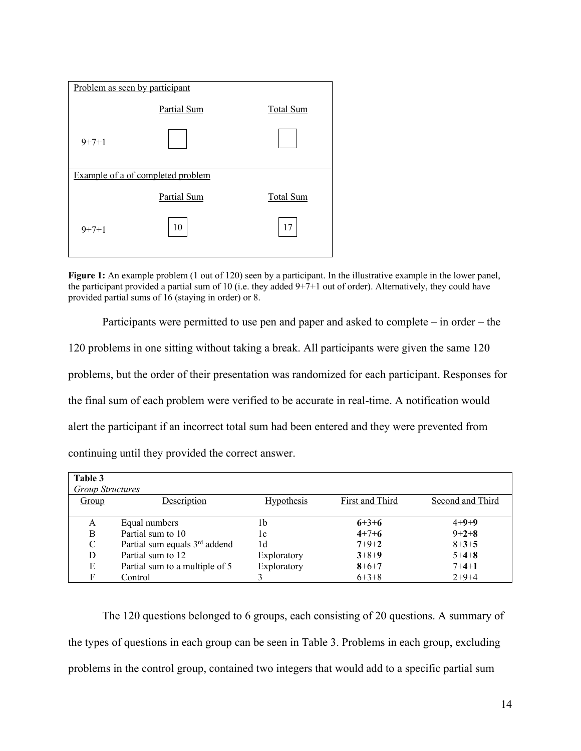| Problem as seen by participant | | |
|---|---|---|
| | Partial Sum | Total Sum |
| 9+7+1 | ☐ | ☐ |

| Example of a of completed problem | | |
|---|---|---|
| | Partial Sum | Total Sum |
| 9+7+1 | 10 | 17 |

**Figure 1:** An example problem (1 out of 120) seen by a participant. In the illustrative example in the lower panel, the participant provided a partial sum of 10 (i.e. they added 9+7+1 out of order). Alternatively, they could have provided partial sums of 16 (staying in order) or 8.

Participants were permitted to use pen and paper and asked to complete – in order – the 120 problems in one sitting without taking a break. All participants were given the same 120 problems, but the order of their presentation was randomized for each participant. Responses for the final sum of each problem were verified to be accurate in real-time. A notification would alert the participant if an incorrect total sum had been entered and they were prevented from continuing until they provided the correct answer.

**Table 3**
*Group Structures*

| Group | Description | Hypothesis | First and Third | Second and Third |
|---|---|---|---|---|
| A | Equal numbers | 1b | **6**+3+**6** | 4+**9**+**9** |
| B | Partial sum to 10 | 1c | **4**+7+**6** | 9+**2**+**8** |
| C | Partial sum equals 3rd addend | 1d | **7**+9+**2** | 8+**3**+**5** |
| D | Partial sum to 12 | Exploratory | **3**+8+**9** | 5+**4**+**8** |
| E | Partial sum to a multiple of 5 | Exploratory | **8**+6+**7** | 7+**4**+**1** |
| F | Control | 3 | 6+3+8 | 2+9+4 |

The 120 questions belonged to 6 groups, each consisting of 20 questions. A summary of the types of questions in each group can be seen in Table 3. Problems in each group, excluding problems in the control group, contained two integers that would add to a specific partial sum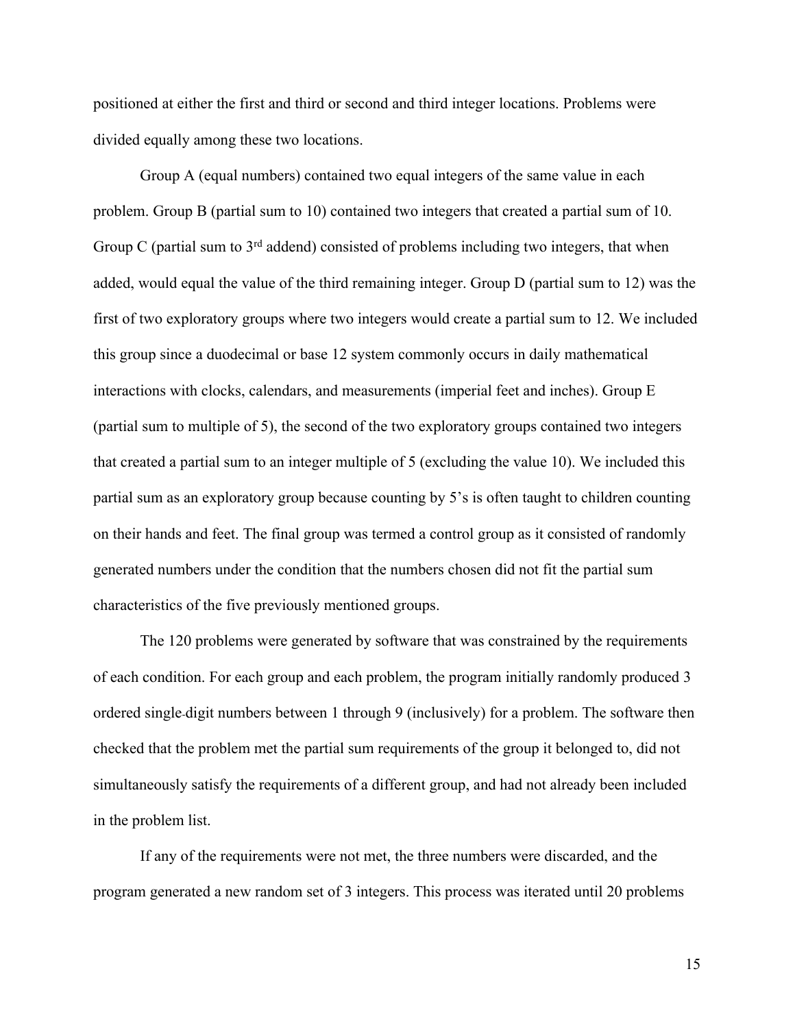positioned at either the first and third or second and third integer locations. Problems were divided equally among these two locations.

Group A (equal numbers) contained two equal integers of the same value in each problem. Group B (partial sum to 10) contained two integers that created a partial sum of 10. Group C (partial sum to 3rd addend) consisted of problems including two integers, that when added, would equal the value of the third remaining integer. Group D (partial sum to 12) was the first of two exploratory groups where two integers would create a partial sum to 12. We included this group since a duodecimal or base 12 system commonly occurs in daily mathematical interactions with clocks, calendars, and measurements (imperial feet and inches). Group E (partial sum to multiple of 5), the second of the two exploratory groups contained two integers that created a partial sum to an integer multiple of 5 (excluding the value 10). We included this partial sum as an exploratory group because counting by 5's is often taught to children counting on their hands and feet. The final group was termed a control group as it consisted of randomly generated numbers under the condition that the numbers chosen did not fit the partial sum characteristics of the five previously mentioned groups.

The 120 problems were generated by software that was constrained by the requirements of each condition. For each group and each problem, the program initially randomly produced 3 ordered single-digit numbers between 1 through 9 (inclusively) for a problem. The software then checked that the problem met the partial sum requirements of the group it belonged to, did not simultaneously satisfy the requirements of a different group, and had not already been included in the problem list.

If any of the requirements were not met, the three numbers were discarded, and the program generated a new random set of 3 integers. This process was iterated until 20 problems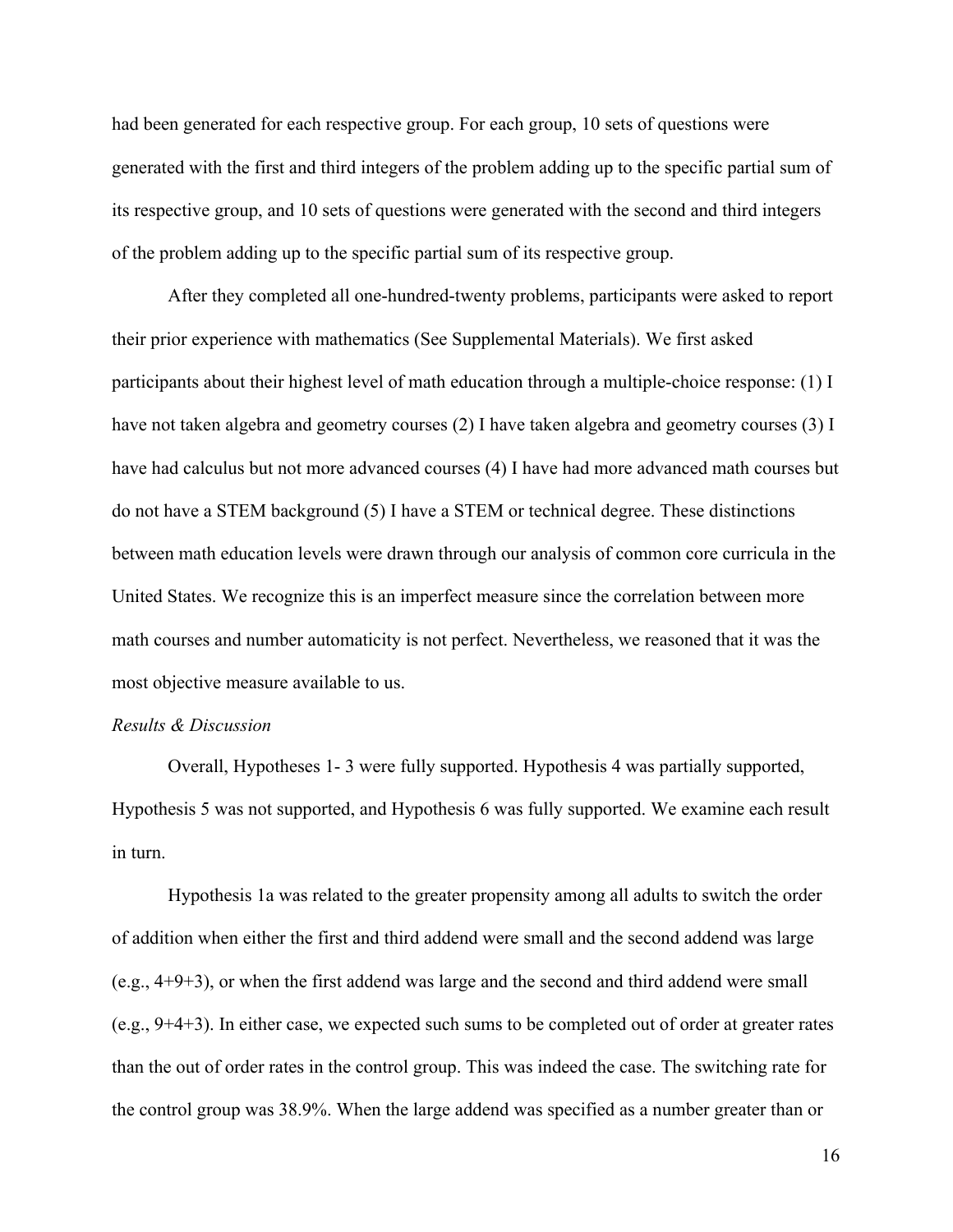had been generated for each respective group. For each group, 10 sets of questions were generated with the first and third integers of the problem adding up to the specific partial sum of its respective group, and 10 sets of questions were generated with the second and third integers of the problem adding up to the specific partial sum of its respective group.

After they completed all one-hundred-twenty problems, participants were asked to report their prior experience with mathematics (See Supplemental Materials). We first asked participants about their highest level of math education through a multiple-choice response: (1) I have not taken algebra and geometry courses (2) I have taken algebra and geometry courses (3) I have had calculus but not more advanced courses (4) I have had more advanced math courses but do not have a STEM background (5) I have a STEM or technical degree. These distinctions between math education levels were drawn through our analysis of common core curricula in the United States. We recognize this is an imperfect measure since the correlation between more math courses and number automaticity is not perfect. Nevertheless, we reasoned that it was the most objective measure available to us.

*Results & Discussion*

Overall, Hypotheses 1- 3 were fully supported. Hypothesis 4 was partially supported, Hypothesis 5 was not supported, and Hypothesis 6 was fully supported. We examine each result in turn.

Hypothesis 1a was related to the greater propensity among all adults to switch the order of addition when either the first and third addend were small and the second addend was large (e.g., 4+9+3), or when the first addend was large and the second and third addend were small (e.g., 9+4+3). In either case, we expected such sums to be completed out of order at greater rates than the out of order rates in the control group. This was indeed the case. The switching rate for the control group was 38.9%. When the large addend was specified as a number greater than or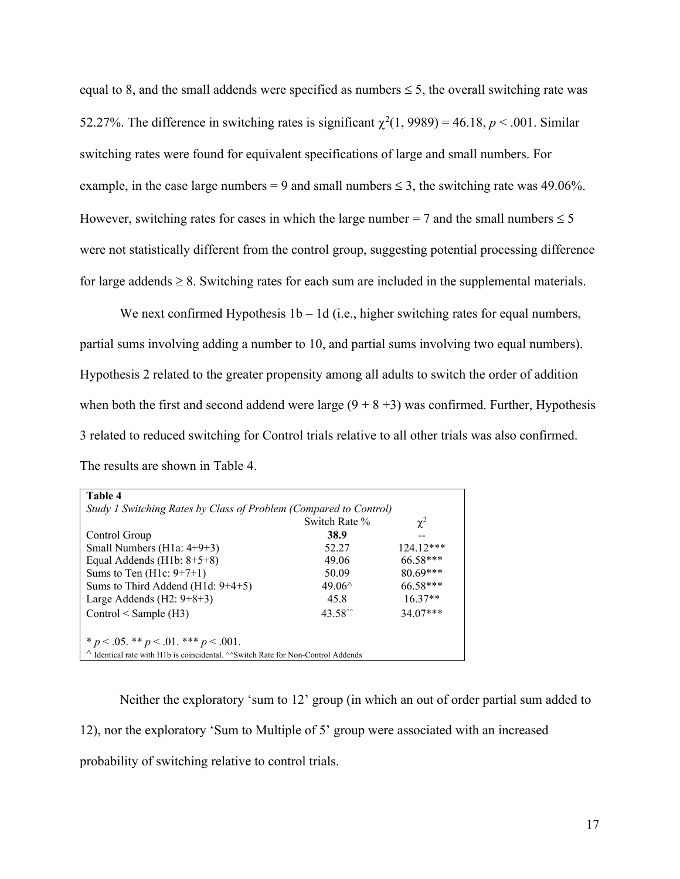equal to 8, and the small addends were specified as numbers ≤ 5, the overall switching rate was 52.27%. The difference in switching rates is significant $\chi^2(1, 9989) = 46.18$, $p < .001$. Similar switching rates were found for equivalent specifications of large and small numbers. For example, in the case large numbers = 9 and small numbers ≤ 3, the switching rate was 49.06%. However, switching rates for cases in which the large number = 7 and the small numbers ≤ 5 were not statistically different from the control group, suggesting potential processing difference for large addends ≥ 8. Switching rates for each sum are included in the supplemental materials.

We next confirmed Hypothesis 1b – 1d (i.e., higher switching rates for equal numbers, partial sums involving adding a number to 10, and partial sums involving two equal numbers). Hypothesis 2 related to the greater propensity among all adults to switch the order of addition when both the first and second addend were large (9 + 8 +3) was confirmed. Further, Hypothesis 3 related to reduced switching for Control trials relative to all other trials was also confirmed. The results are shown in Table 4.

**Table 4**

*Study 1 Switching Rates by Class of Problem (Compared to Control)*

| | Switch Rate % | $\chi^2$ |
|---|---|---|
| Control Group | **38.9** | -- |
| Small Numbers (H1a: 4+9+3) | 52.27 | 124.12*** |
| Equal Addends (H1b: 8+5+8) | 49.06 | 66.58*** |
| Sums to Ten (H1c: 9+7+1) | 50.09 | 80.69*** |
| Sums to Third Addend (H1d: 9+4+5) | 49.06^ | 66.58*** |
| Large Addends (H2: 9+8+3) | 45.8 | 16.37** |
| Control < Sample (H3) | 43.58^^ | 34.07*** |

\* $p < .05$. ** $p < .01$. *** $p < .001$.

^ Identical rate with H1b is coincidental. ^^Switch Rate for Non-Control Addends

Neither the exploratory 'sum to 12' group (in which an out of order partial sum added to 12), nor the exploratory 'Sum to Multiple of 5' group were associated with an increased probability of switching relative to control trials.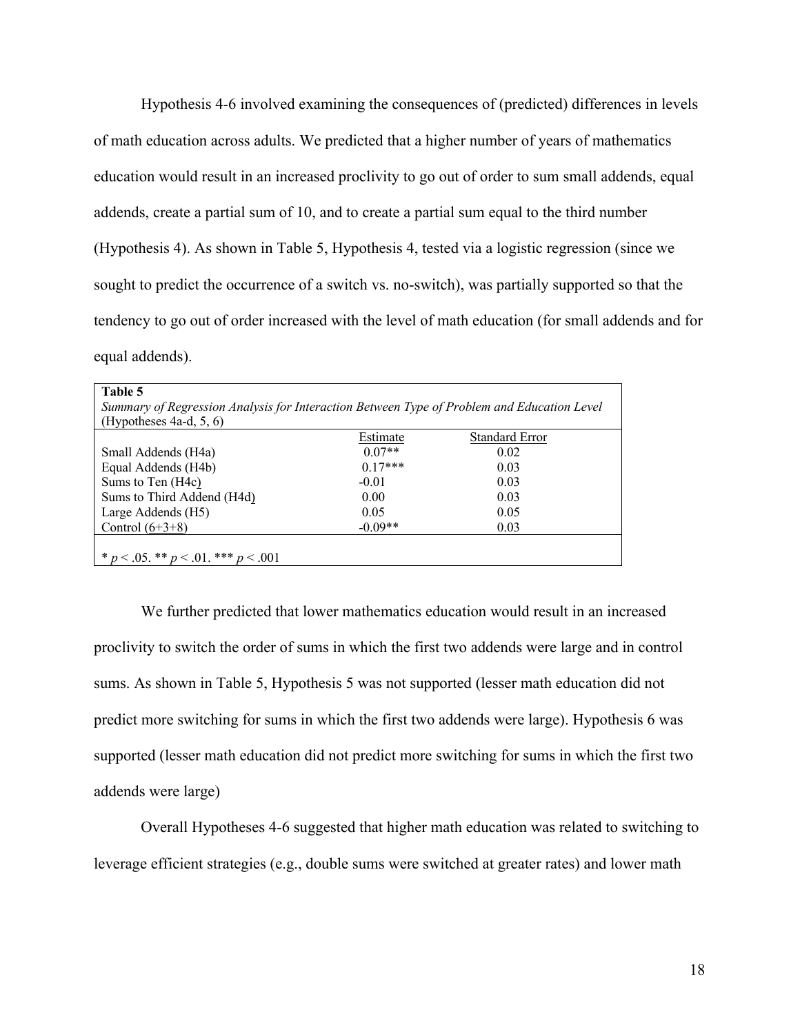Hypothesis 4-6 involved examining the consequences of (predicted) differences in levels of math education across adults. We predicted that a higher number of years of mathematics education would result in an increased proclivity to go out of order to sum small addends, equal addends, create a partial sum of 10, and to create a partial sum equal to the third number (Hypothesis 4). As shown in Table 5, Hypothesis 4, tested via a logistic regression (since we sought to predict the occurrence of a switch vs. no-switch), was partially supported so that the tendency to go out of order increased with the level of math education (for small addends and for equal addends).

**Table 5**
*Summary of Regression Analysis for Interaction Between Type of Problem and Education Level* (Hypotheses 4a-d, 5, 6)

| | Estimate | Standard Error |
|---|---|---|
| Small Addends (H4a) | 0.07** | 0.02 |
| Equal Addends (H4b) | 0.17*** | 0.03 |
| Sums to Ten (H4c) | -0.01 | 0.03 |
| Sums to Third Addend (H4d) | 0.00 | 0.03 |
| Large Addends (H5) | 0.05 | 0.05 |
| Control (6+3+8) | -0.09** | 0.03 |

\* $p < .05$. \*\* $p < .01$. \*\*\* $p < .001$

We further predicted that lower mathematics education would result in an increased proclivity to switch the order of sums in which the first two addends were large and in control sums. As shown in Table 5, Hypothesis 5 was not supported (lesser math education did not predict more switching for sums in which the first two addends were large). Hypothesis 6 was supported (lesser math education did not predict more switching for sums in which the first two addends were large)

Overall Hypotheses 4-6 suggested that higher math education was related to switching to leverage efficient strategies (e.g., double sums were switched at greater rates) and lower math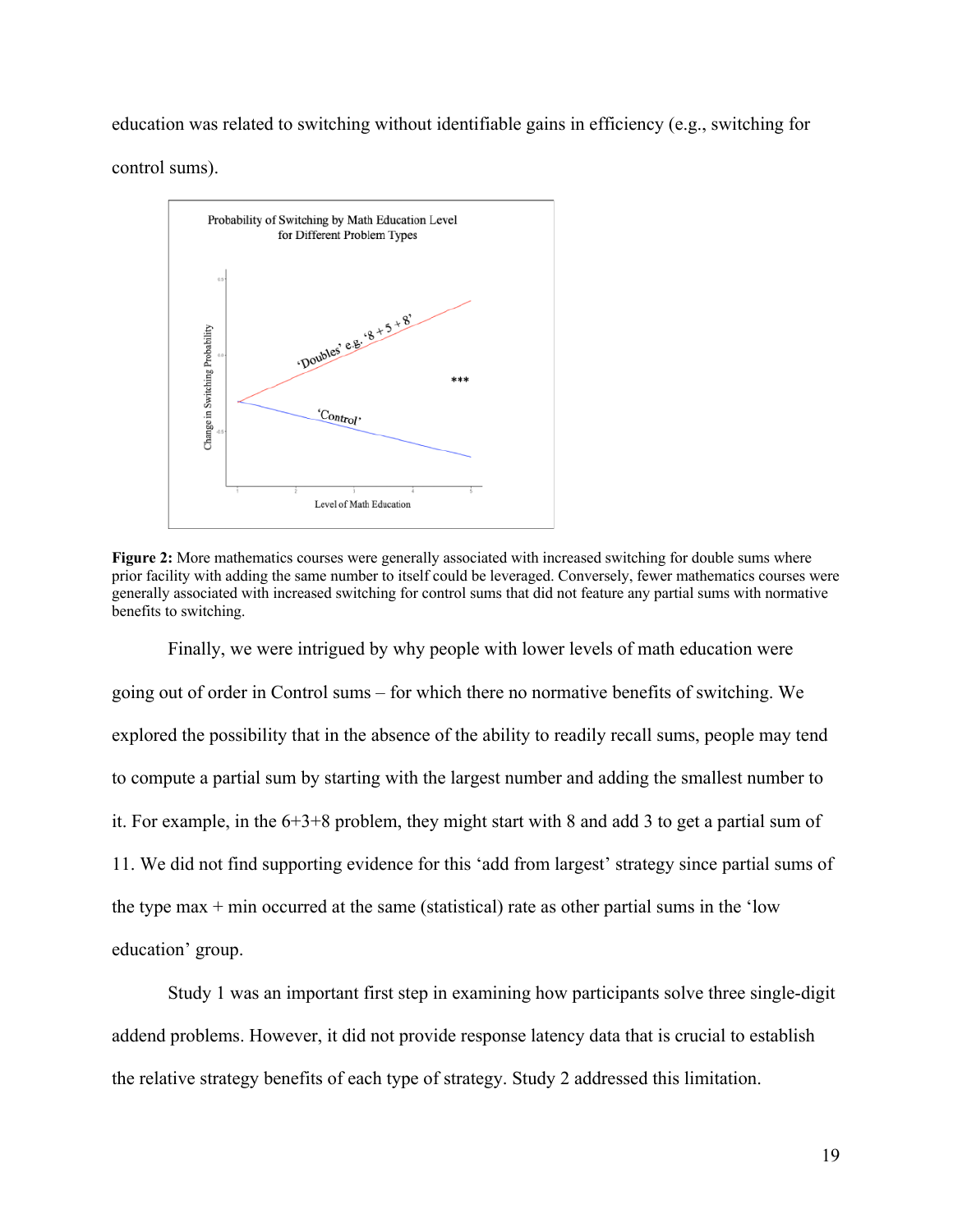education was related to switching without identifiable gains in efficiency (e.g., switching for control sums).

**Figure 2:** More mathematics courses were generally associated with increased switching for double sums where prior facility with adding the same number to itself could be leveraged. Conversely, fewer mathematics courses were generally associated with increased switching for control sums that did not feature any partial sums with normative benefits to switching.

Finally, we were intrigued by why people with lower levels of math education were going out of order in Control sums – for which there no normative benefits of switching. We explored the possibility that in the absence of the ability to readily recall sums, people may tend to compute a partial sum by starting with the largest number and adding the smallest number to it. For example, in the 6+3+8 problem, they might start with 8 and add 3 to get a partial sum of 11. We did not find supporting evidence for this 'add from largest' strategy since partial sums of the type max + min occurred at the same (statistical) rate as other partial sums in the 'low education' group.

Study 1 was an important first step in examining how participants solve three single-digit addend problems. However, it did not provide response latency data that is crucial to establish the relative strategy benefits of each type of strategy. Study 2 addressed this limitation.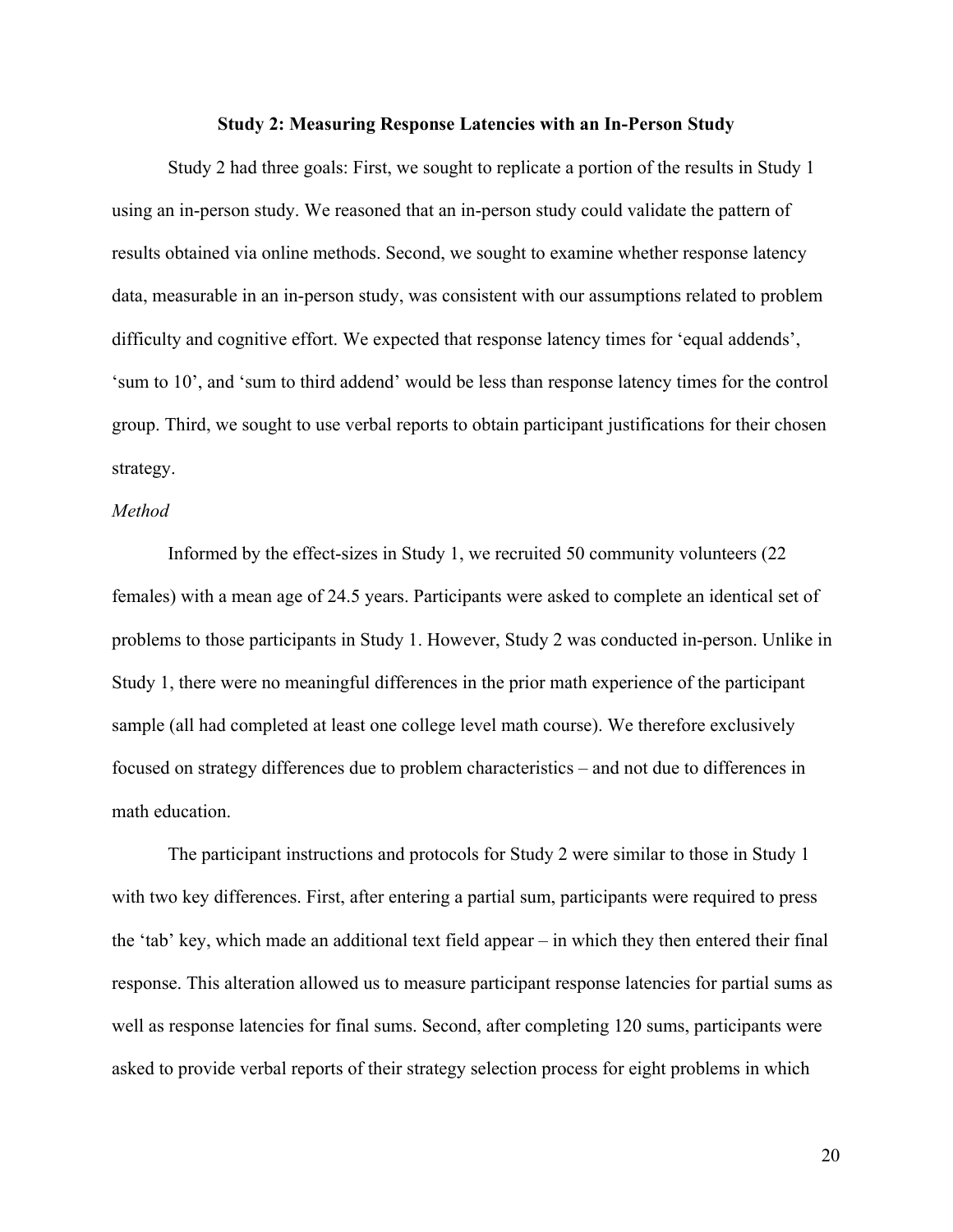## Study 2: Measuring Response Latencies with an In-Person Study

Study 2 had three goals: First, we sought to replicate a portion of the results in Study 1 using an in-person study. We reasoned that an in-person study could validate the pattern of results obtained via online methods. Second, we sought to examine whether response latency data, measurable in an in-person study, was consistent with our assumptions related to problem difficulty and cognitive effort. We expected that response latency times for 'equal addends', 'sum to 10', and 'sum to third addend' would be less than response latency times for the control group. Third, we sought to use verbal reports to obtain participant justifications for their chosen strategy.

### *Method*

Informed by the effect-sizes in Study 1, we recruited 50 community volunteers (22 females) with a mean age of 24.5 years. Participants were asked to complete an identical set of problems to those participants in Study 1. However, Study 2 was conducted in-person. Unlike in Study 1, there were no meaningful differences in the prior math experience of the participant sample (all had completed at least one college level math course). We therefore exclusively focused on strategy differences due to problem characteristics – and not due to differences in math education.

The participant instructions and protocols for Study 2 were similar to those in Study 1 with two key differences. First, after entering a partial sum, participants were required to press the 'tab' key, which made an additional text field appear – in which they then entered their final response. This alteration allowed us to measure participant response latencies for partial sums as well as response latencies for final sums. Second, after completing 120 sums, participants were asked to provide verbal reports of their strategy selection process for eight problems in which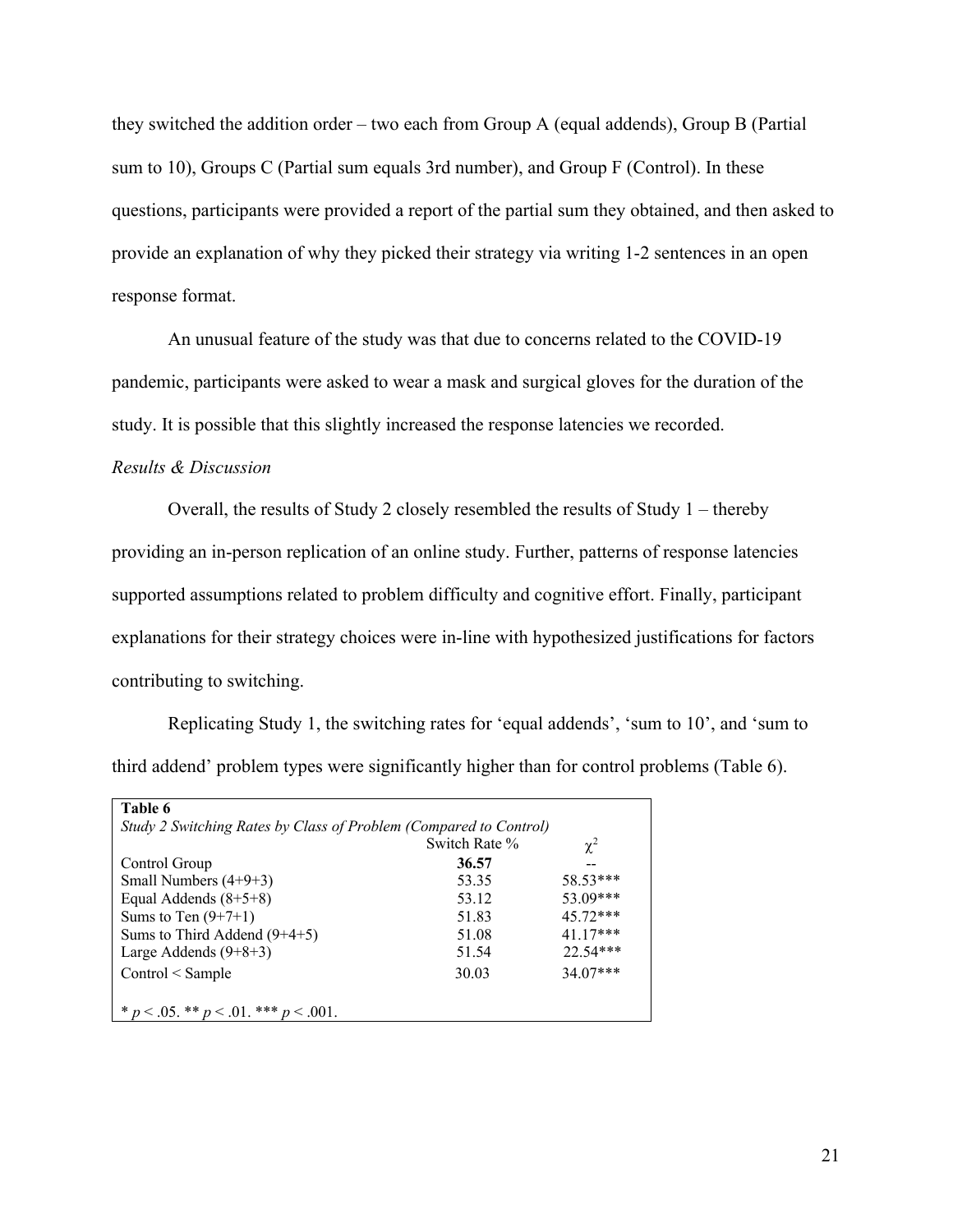they switched the addition order – two each from Group A (equal addends), Group B (Partial sum to 10), Groups C (Partial sum equals 3rd number), and Group F (Control). In these questions, participants were provided a report of the partial sum they obtained, and then asked to provide an explanation of why they picked their strategy via writing 1-2 sentences in an open response format.

An unusual feature of the study was that due to concerns related to the COVID-19 pandemic, participants were asked to wear a mask and surgical gloves for the duration of the study. It is possible that this slightly increased the response latencies we recorded.

*Results & Discussion*

Overall, the results of Study 2 closely resembled the results of Study 1 – thereby providing an in-person replication of an online study. Further, patterns of response latencies supported assumptions related to problem difficulty and cognitive effort. Finally, participant explanations for their strategy choices were in-line with hypothesized justifications for factors contributing to switching.

Replicating Study 1, the switching rates for 'equal addends', 'sum to 10', and 'sum to third addend' problem types were significantly higher than for control problems (Table 6).

**Table 6**

*Study 2 Switching Rates by Class of Problem (Compared to Control)*

| | Switch Rate % | $\chi^2$ |
|---|---|---|
| Control Group | **36.57** | -- |
| Small Numbers (4+9+3) | 53.35 | 58.53*** |
| Equal Addends (8+5+8) | 53.12 | 53.09*** |
| Sums to Ten (9+7+1) | 51.83 | 45.72*** |
| Sums to Third Addend (9+4+5) | 51.08 | 41.17*** |
| Large Addends (9+8+3) | 51.54 | 22.54*** |
| Control < Sample | 30.03 | 34.07*** |

* $p < .05$. ** $p < .01$. *** $p < .001$.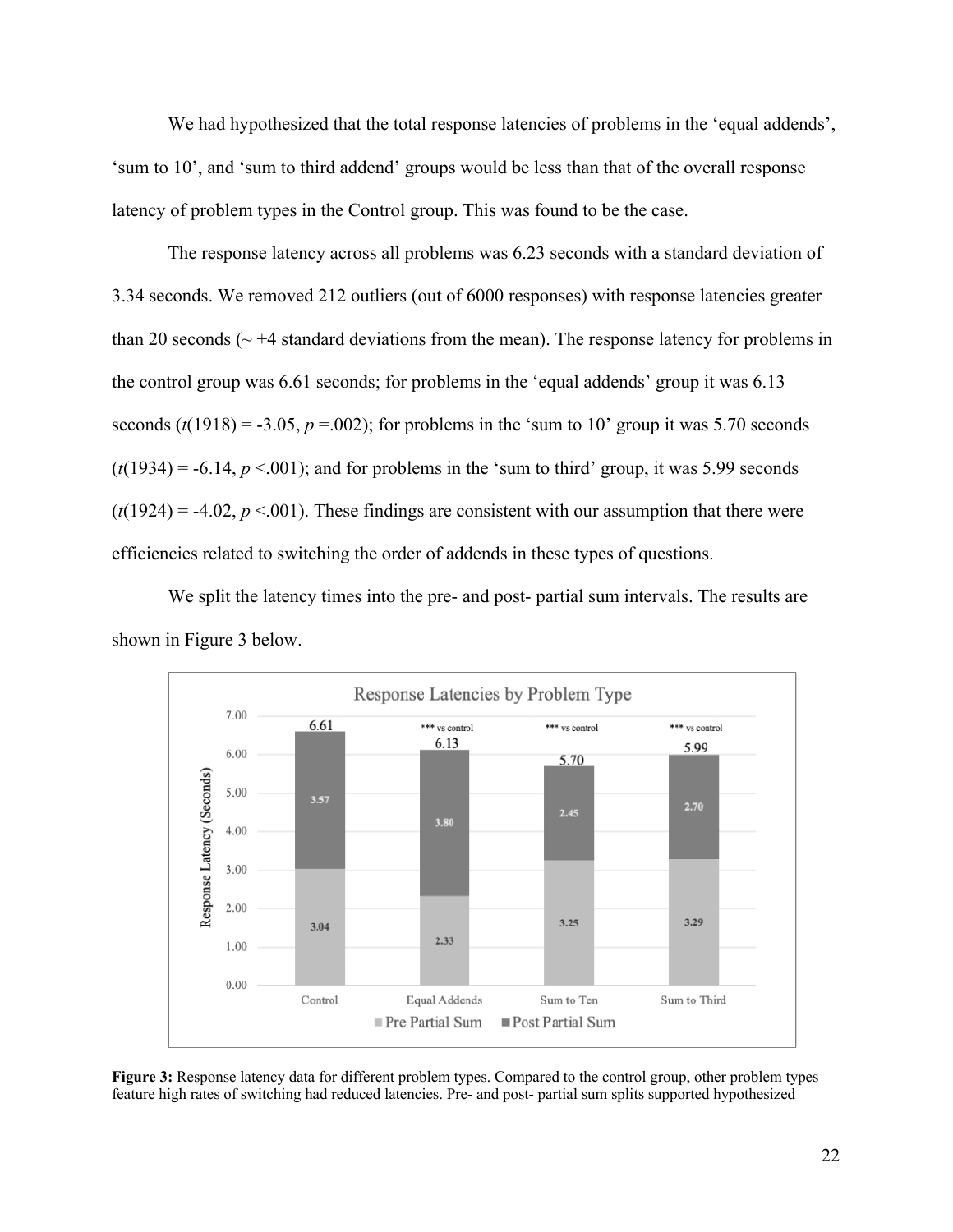We had hypothesized that the total response latencies of problems in the 'equal addends', 'sum to 10', and 'sum to third addend' groups would be less than that of the overall response latency of problem types in the Control group. This was found to be the case.

The response latency across all problems was 6.23 seconds with a standard deviation of 3.34 seconds. We removed 212 outliers (out of 6000 responses) with response latencies greater than 20 seconds (~ +4 standard deviations from the mean). The response latency for problems in the control group was 6.61 seconds; for problems in the 'equal addends' group it was 6.13 seconds ($t(1918) = -3.05$, $p = .002$); for problems in the 'sum to 10' group it was 5.70 seconds ($t(1934) = -6.14$, $p < .001$); and for problems in the 'sum to third' group, it was 5.99 seconds ($t(1924) = -4.02$, $p < .001$). These findings are consistent with our assumption that there were efficiencies related to switching the order of addends in these types of questions.

We split the latency times into the pre- and post- partial sum intervals. The results are shown in Figure 3 below.

**Response Latencies by Problem Type**

| Problem Type | Pre Partial Sum | Post Partial Sum | Total | Significance |
|---|---|---|---|---|
| Control | 3.04 | 3.57 | 6.61 | |
| Equal Addends | 2.33 | 3.80 | 6.13 | *** vs control |
| Sum to Ten | 3.25 | 2.45 | 5.70 | *** vs control |
| Sum to Third | 3.29 | 2.70 | 5.99 | *** vs control |

**Figure 3:** Response latency data for different problem types. Compared to the control group, other problem types feature high rates of switching had reduced latencies. Pre- and post- partial sum splits supported hypothesized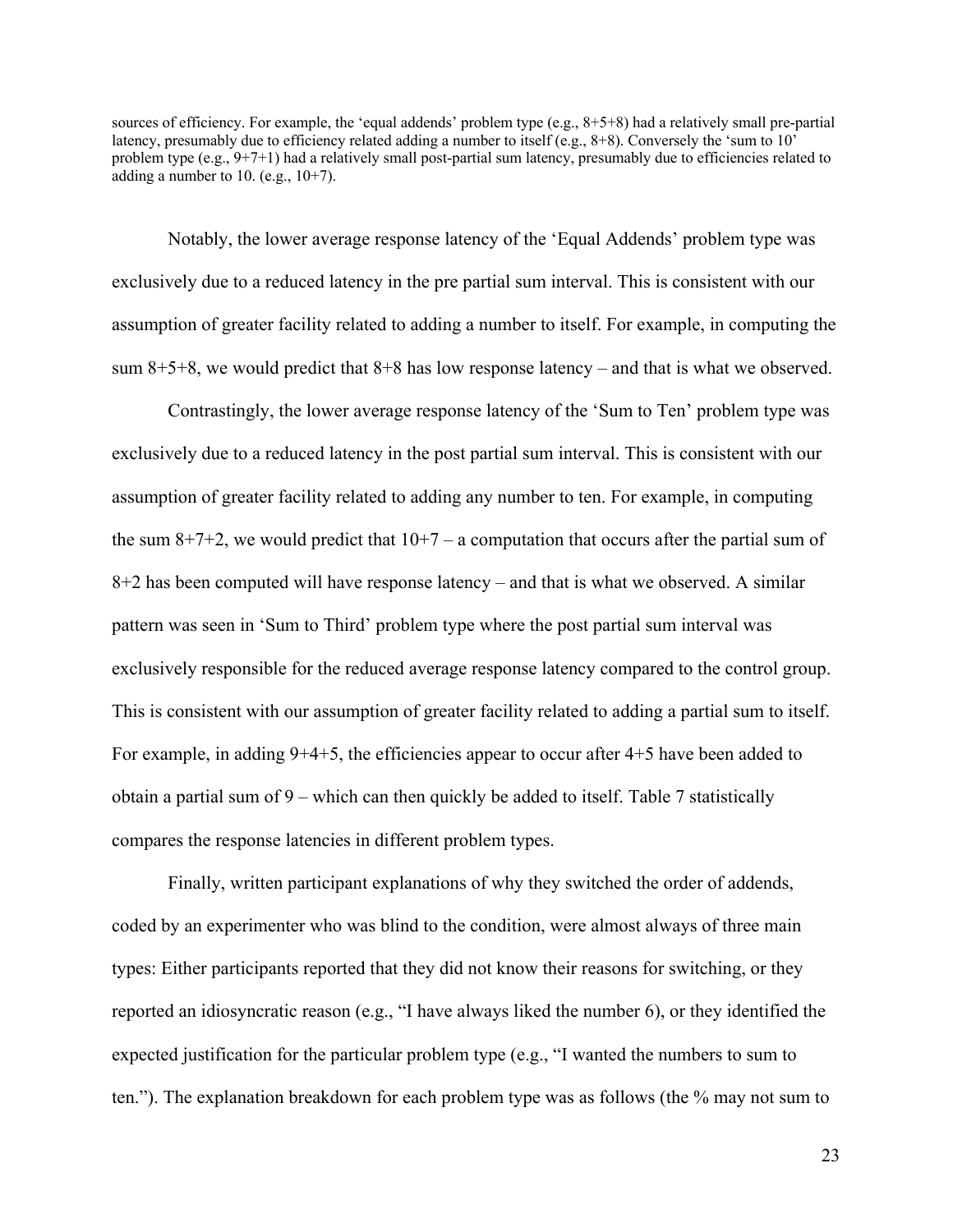sources of efficiency. For example, the 'equal addends' problem type (e.g., 8+5+8) had a relatively small pre-partial latency, presumably due to efficiency related adding a number to itself (e.g., 8+8). Conversely the 'sum to 10' problem type (e.g., 9+7+1) had a relatively small post-partial sum latency, presumably due to efficiencies related to adding a number to 10. (e.g., 10+7).

Notably, the lower average response latency of the 'Equal Addends' problem type was exclusively due to a reduced latency in the pre partial sum interval. This is consistent with our assumption of greater facility related to adding a number to itself. For example, in computing the sum 8+5+8, we would predict that 8+8 has low response latency – and that is what we observed.

Contrastingly, the lower average response latency of the 'Sum to Ten' problem type was exclusively due to a reduced latency in the post partial sum interval. This is consistent with our assumption of greater facility related to adding any number to ten. For example, in computing the sum 8+7+2, we would predict that 10+7 – a computation that occurs after the partial sum of 8+2 has been computed will have response latency – and that is what we observed. A similar pattern was seen in 'Sum to Third' problem type where the post partial sum interval was exclusively responsible for the reduced average response latency compared to the control group. This is consistent with our assumption of greater facility related to adding a partial sum to itself. For example, in adding 9+4+5, the efficiencies appear to occur after 4+5 have been added to obtain a partial sum of 9 – which can then quickly be added to itself. Table 7 statistically compares the response latencies in different problem types.

Finally, written participant explanations of why they switched the order of addends, coded by an experimenter who was blind to the condition, were almost always of three main types: Either participants reported that they did not know their reasons for switching, or they reported an idiosyncratic reason (e.g., "I have always liked the number 6), or they identified the expected justification for the particular problem type (e.g., "I wanted the numbers to sum to ten."). The explanation breakdown for each problem type was as follows (the % may not sum to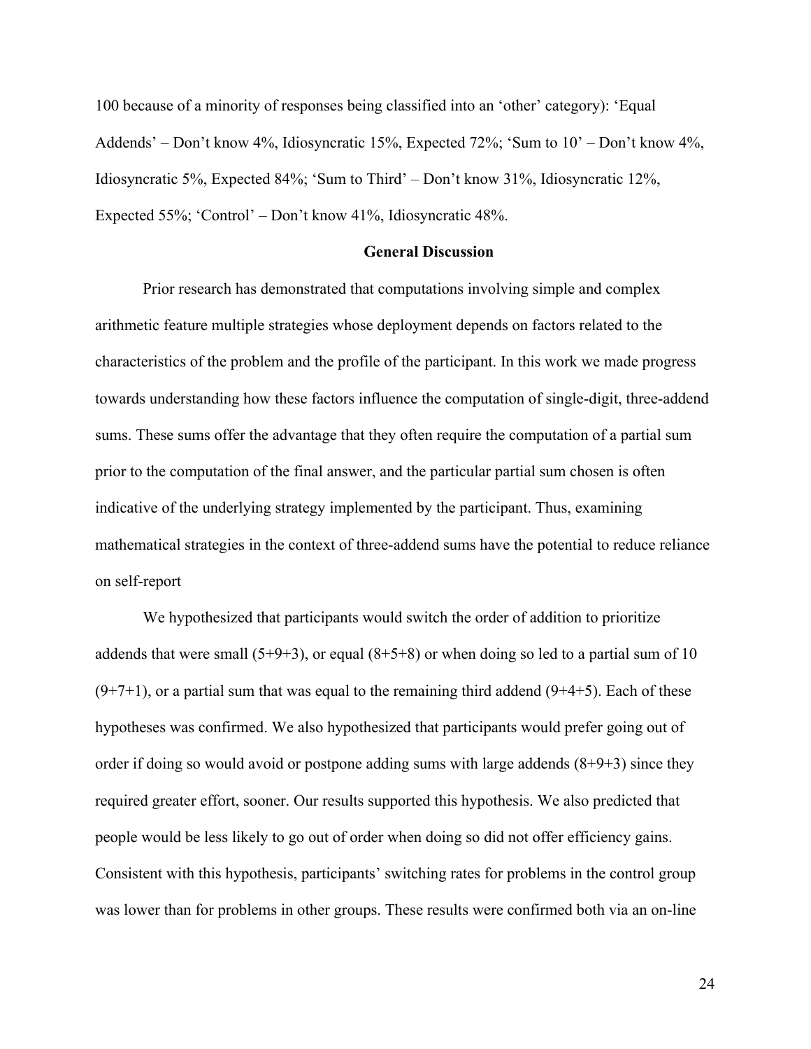100 because of a minority of responses being classified into an 'other' category): 'Equal Addends' – Don't know 4%, Idiosyncratic 15%, Expected 72%; 'Sum to 10' – Don't know 4%, Idiosyncratic 5%, Expected 84%; 'Sum to Third' – Don't know 31%, Idiosyncratic 12%, Expected 55%; 'Control' – Don't know 41%, Idiosyncratic 48%.

## General Discussion

Prior research has demonstrated that computations involving simple and complex arithmetic feature multiple strategies whose deployment depends on factors related to the characteristics of the problem and the profile of the participant. In this work we made progress towards understanding how these factors influence the computation of single-digit, three-addend sums. These sums offer the advantage that they often require the computation of a partial sum prior to the computation of the final answer, and the particular partial sum chosen is often indicative of the underlying strategy implemented by the participant. Thus, examining mathematical strategies in the context of three-addend sums have the potential to reduce reliance on self-report

We hypothesized that participants would switch the order of addition to prioritize addends that were small (5+9+3), or equal (8+5+8) or when doing so led to a partial sum of 10 (9+7+1), or a partial sum that was equal to the remaining third addend (9+4+5). Each of these hypotheses was confirmed. We also hypothesized that participants would prefer going out of order if doing so would avoid or postpone adding sums with large addends (8+9+3) since they required greater effort, sooner. Our results supported this hypothesis. We also predicted that people would be less likely to go out of order when doing so did not offer efficiency gains. Consistent with this hypothesis, participants' switching rates for problems in the control group was lower than for problems in other groups. These results were confirmed both via an on-line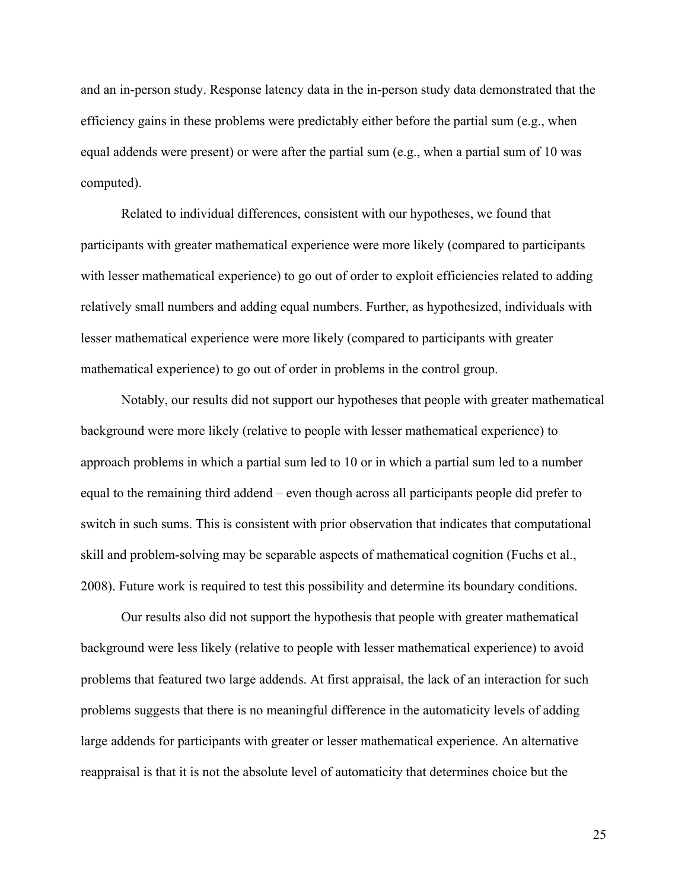and an in-person study. Response latency data in the in-person study data demonstrated that the efficiency gains in these problems were predictably either before the partial sum (e.g., when equal addends were present) or were after the partial sum (e.g., when a partial sum of 10 was computed).

Related to individual differences, consistent with our hypotheses, we found that participants with greater mathematical experience were more likely (compared to participants with lesser mathematical experience) to go out of order to exploit efficiencies related to adding relatively small numbers and adding equal numbers. Further, as hypothesized, individuals with lesser mathematical experience were more likely (compared to participants with greater mathematical experience) to go out of order in problems in the control group.

Notably, our results did not support our hypotheses that people with greater mathematical background were more likely (relative to people with lesser mathematical experience) to approach problems in which a partial sum led to 10 or in which a partial sum led to a number equal to the remaining third addend – even though across all participants people did prefer to switch in such sums. This is consistent with prior observation that indicates that computational skill and problem-solving may be separable aspects of mathematical cognition (Fuchs et al., 2008). Future work is required to test this possibility and determine its boundary conditions.

Our results also did not support the hypothesis that people with greater mathematical background were less likely (relative to people with lesser mathematical experience) to avoid problems that featured two large addends. At first appraisal, the lack of an interaction for such problems suggests that there is no meaningful difference in the automaticity levels of adding large addends for participants with greater or lesser mathematical experience. An alternative reappraisal is that it is not the absolute level of automaticity that determines choice but the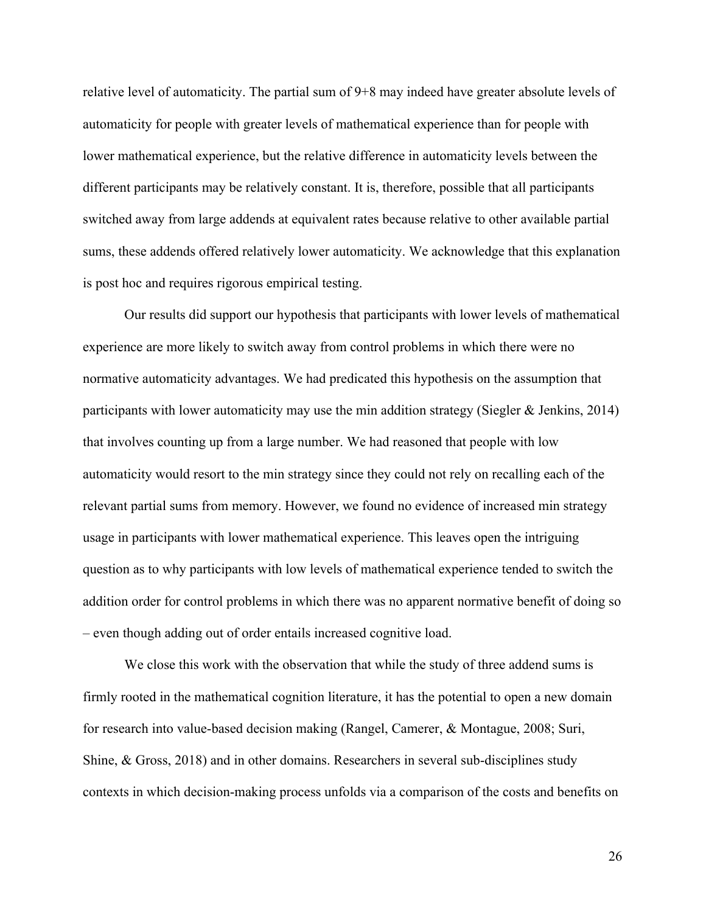relative level of automaticity. The partial sum of 9+8 may indeed have greater absolute levels of automaticity for people with greater levels of mathematical experience than for people with lower mathematical experience, but the relative difference in automaticity levels between the different participants may be relatively constant. It is, therefore, possible that all participants switched away from large addends at equivalent rates because relative to other available partial sums, these addends offered relatively lower automaticity. We acknowledge that this explanation is post hoc and requires rigorous empirical testing.

Our results did support our hypothesis that participants with lower levels of mathematical experience are more likely to switch away from control problems in which there were no normative automaticity advantages. We had predicated this hypothesis on the assumption that participants with lower automaticity may use the min addition strategy (Siegler & Jenkins, 2014) that involves counting up from a large number. We had reasoned that people with low automaticity would resort to the min strategy since they could not rely on recalling each of the relevant partial sums from memory. However, we found no evidence of increased min strategy usage in participants with lower mathematical experience. This leaves open the intriguing question as to why participants with low levels of mathematical experience tended to switch the addition order for control problems in which there was no apparent normative benefit of doing so – even though adding out of order entails increased cognitive load.

We close this work with the observation that while the study of three addend sums is firmly rooted in the mathematical cognition literature, it has the potential to open a new domain for research into value-based decision making (Rangel, Camerer, & Montague, 2008; Suri, Shine, & Gross, 2018) and in other domains. Researchers in several sub-disciplines study contexts in which decision-making process unfolds via a comparison of the costs and benefits on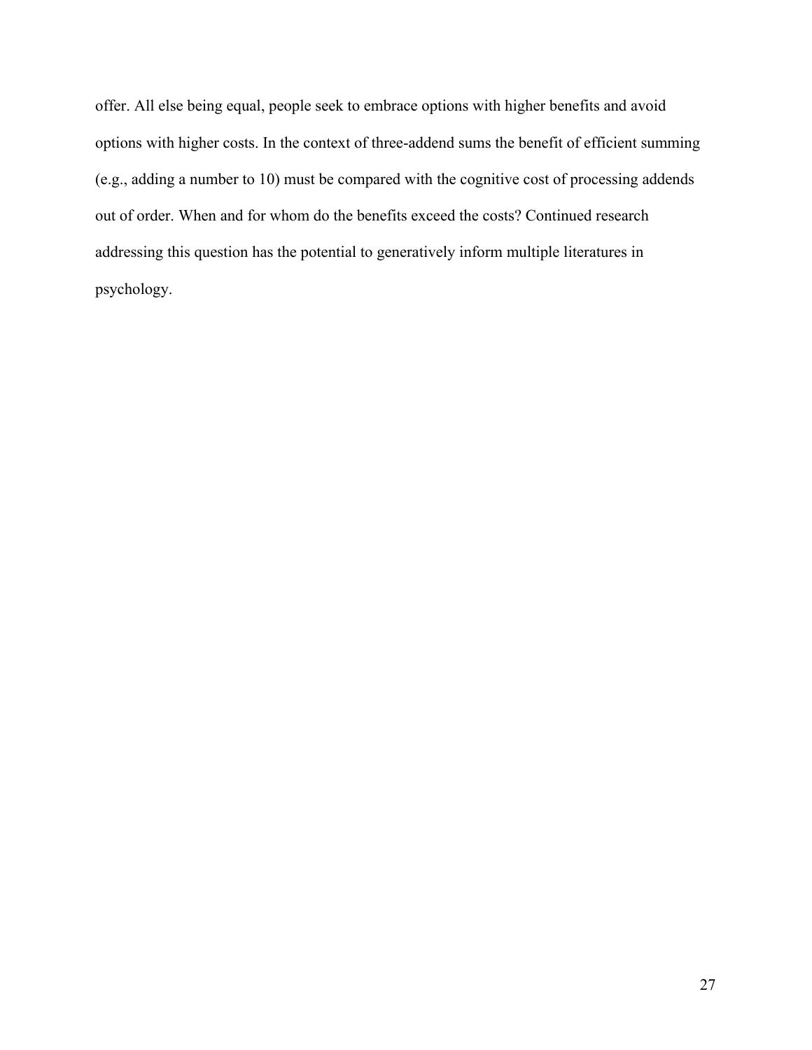offer. All else being equal, people seek to embrace options with higher benefits and avoid options with higher costs. In the context of three-addend sums the benefit of efficient summing (e.g., adding a number to 10) must be compared with the cognitive cost of processing addends out of order. When and for whom do the benefits exceed the costs? Continued research addressing this question has the potential to generatively inform multiple literatures in psychology.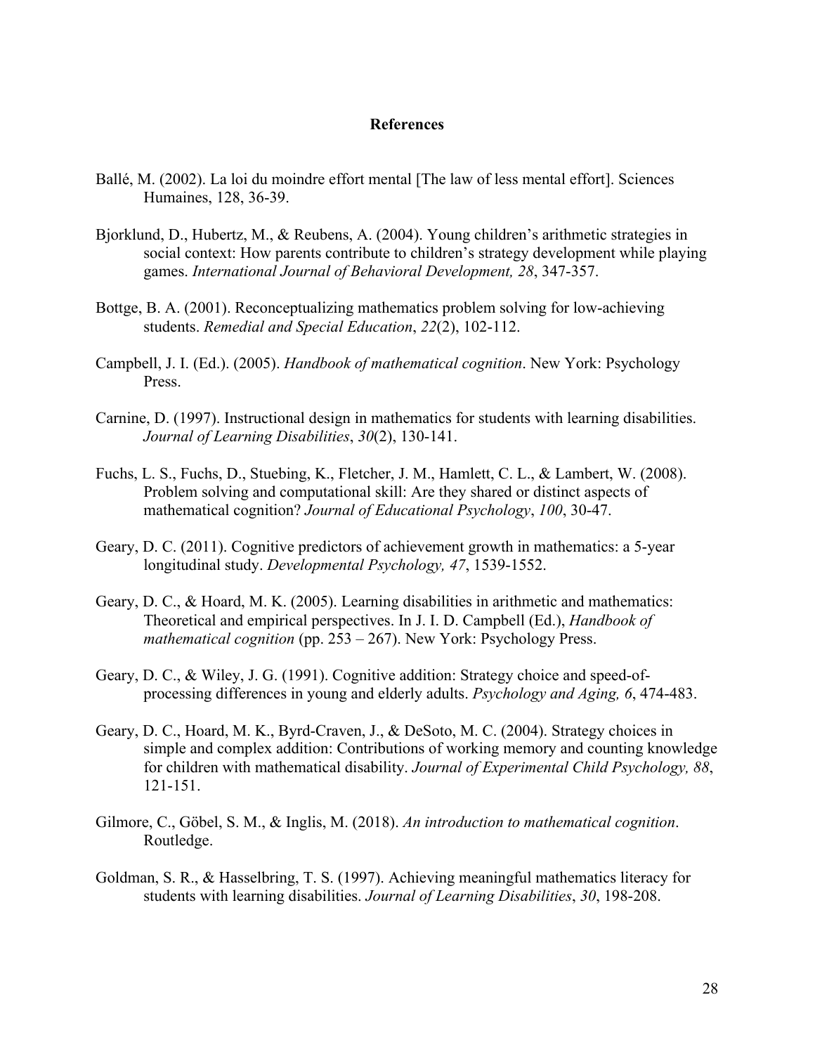## References

Ballé, M. (2002). La loi du moindre effort mental [The law of less mental effort]. Sciences Humaines, 128, 36-39.

Bjorklund, D., Hubertz, M., & Reubens, A. (2004). Young children's arithmetic strategies in social context: How parents contribute to children's strategy development while playing games. *International Journal of Behavioral Development, 28*, 347-357.

Bottge, B. A. (2001). Reconceptualizing mathematics problem solving for low-achieving students. *Remedial and Special Education*, *22*(2), 102-112.

Campbell, J. I. (Ed.). (2005). *Handbook of mathematical cognition*. New York: Psychology Press.

Carnine, D. (1997). Instructional design in mathematics for students with learning disabilities. *Journal of Learning Disabilities*, *30*(2), 130-141.

Fuchs, L. S., Fuchs, D., Stuebing, K., Fletcher, J. M., Hamlett, C. L., & Lambert, W. (2008). Problem solving and computational skill: Are they shared or distinct aspects of mathematical cognition? *Journal of Educational Psychology*, *100*, 30-47.

Geary, D. C. (2011). Cognitive predictors of achievement growth in mathematics: a 5-year longitudinal study. *Developmental Psychology, 47*, 1539-1552.

Geary, D. C., & Hoard, M. K. (2005). Learning disabilities in arithmetic and mathematics: Theoretical and empirical perspectives. In J. I. D. Campbell (Ed.), *Handbook of mathematical cognition* (pp. 253 – 267). New York: Psychology Press.

Geary, D. C., & Wiley, J. G. (1991). Cognitive addition: Strategy choice and speed-of-processing differences in young and elderly adults. *Psychology and Aging, 6*, 474-483.

Geary, D. C., Hoard, M. K., Byrd-Craven, J., & DeSoto, M. C. (2004). Strategy choices in simple and complex addition: Contributions of working memory and counting knowledge for children with mathematical disability. *Journal of Experimental Child Psychology, 88*, 121-151.

Gilmore, C., Göbel, S. M., & Inglis, M. (2018). *An introduction to mathematical cognition*. Routledge.

Goldman, S. R., & Hasselbring, T. S. (1997). Achieving meaningful mathematics literacy for students with learning disabilities. *Journal of Learning Disabilities*, *30*, 198-208.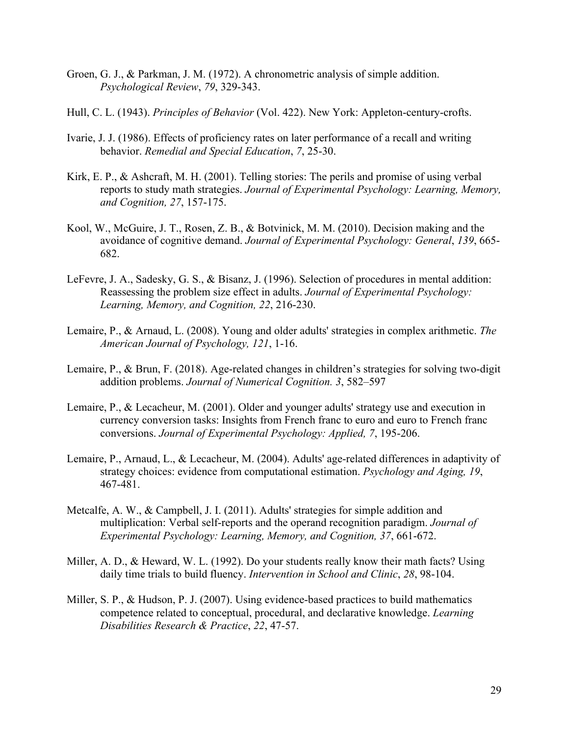Groen, G. J., & Parkman, J. M. (1972). A chronometric analysis of simple addition. *Psychological Review*, *79*, 329-343.

Hull, C. L. (1943). *Principles of Behavior* (Vol. 422). New York: Appleton-century-crofts.

Ivarie, J. J. (1986). Effects of proficiency rates on later performance of a recall and writing behavior. *Remedial and Special Education*, *7*, 25-30.

Kirk, E. P., & Ashcraft, M. H. (2001). Telling stories: The perils and promise of using verbal reports to study math strategies. *Journal of Experimental Psychology: Learning, Memory, and Cognition, 27*, 157-175.

Kool, W., McGuire, J. T., Rosen, Z. B., & Botvinick, M. M. (2010). Decision making and the avoidance of cognitive demand. *Journal of Experimental Psychology: General*, *139*, 665-682.

LeFevre, J. A., Sadesky, G. S., & Bisanz, J. (1996). Selection of procedures in mental addition: Reassessing the problem size effect in adults. *Journal of Experimental Psychology: Learning, Memory, and Cognition, 22*, 216-230.

Lemaire, P., & Arnaud, L. (2008). Young and older adults' strategies in complex arithmetic. *The American Journal of Psychology, 121*, 1-16.

Lemaire, P., & Brun, F. (2018). Age-related changes in children's strategies for solving two-digit addition problems. *Journal of Numerical Cognition. 3*, 582–597

Lemaire, P., & Lecacheur, M. (2001). Older and younger adults' strategy use and execution in currency conversion tasks: Insights from French franc to euro and euro to French franc conversions. *Journal of Experimental Psychology: Applied, 7*, 195-206.

Lemaire, P., Arnaud, L., & Lecacheur, M. (2004). Adults' age-related differences in adaptivity of strategy choices: evidence from computational estimation. *Psychology and Aging, 19*, 467-481.

Metcalfe, A. W., & Campbell, J. I. (2011). Adults' strategies for simple addition and multiplication: Verbal self-reports and the operand recognition paradigm. *Journal of Experimental Psychology: Learning, Memory, and Cognition, 37*, 661-672.

Miller, A. D., & Heward, W. L. (1992). Do your students really know their math facts? Using daily time trials to build fluency. *Intervention in School and Clinic*, *28*, 98-104.

Miller, S. P., & Hudson, P. J. (2007). Using evidence-based practices to build mathematics competence related to conceptual, procedural, and declarative knowledge. *Learning Disabilities Research & Practice*, *22*, 47-57.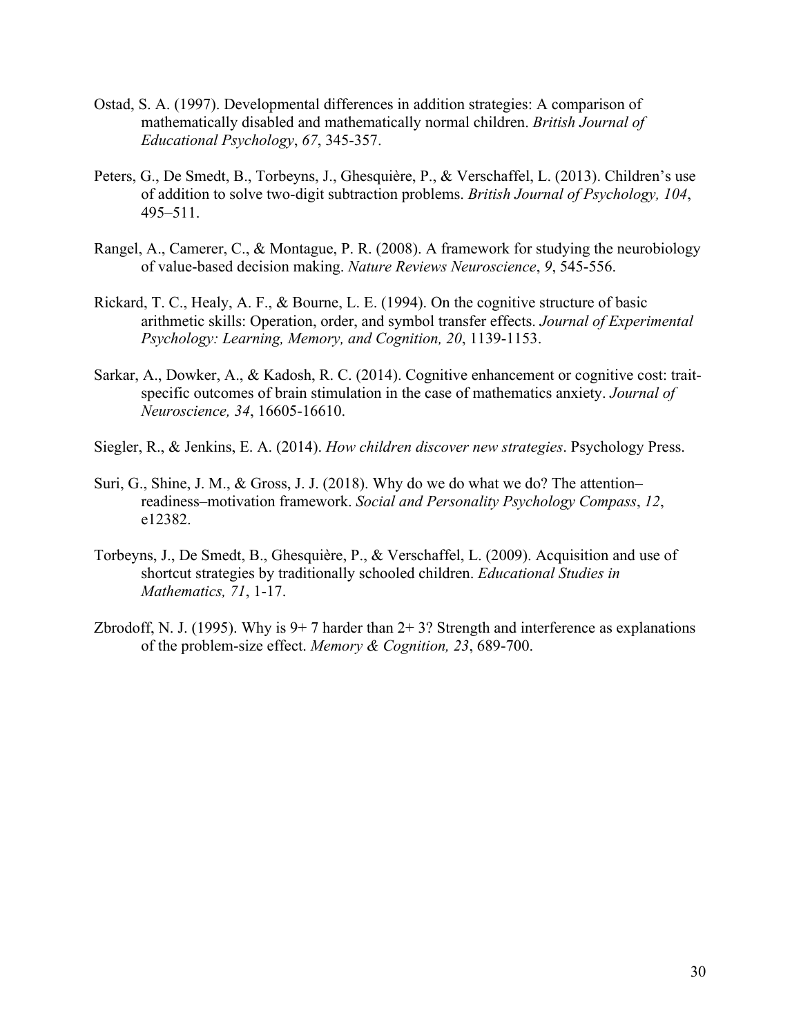Ostad, S. A. (1997). Developmental differences in addition strategies: A comparison of mathematically disabled and mathematically normal children. *British Journal of Educational Psychology*, *67*, 345-357.

Peters, G., De Smedt, B., Torbeyns, J., Ghesquière, P., & Verschaffel, L. (2013). Children's use of addition to solve two-digit subtraction problems. *British Journal of Psychology, 104*, 495–511.

Rangel, A., Camerer, C., & Montague, P. R. (2008). A framework for studying the neurobiology of value-based decision making. *Nature Reviews Neuroscience*, *9*, 545-556.

Rickard, T. C., Healy, A. F., & Bourne, L. E. (1994). On the cognitive structure of basic arithmetic skills: Operation, order, and symbol transfer effects. *Journal of Experimental Psychology: Learning, Memory, and Cognition, 20*, 1139-1153.

Sarkar, A., Dowker, A., & Kadosh, R. C. (2014). Cognitive enhancement or cognitive cost: trait-specific outcomes of brain stimulation in the case of mathematics anxiety. *Journal of Neuroscience, 34*, 16605-16610.

Siegler, R., & Jenkins, E. A. (2014). *How children discover new strategies*. Psychology Press.

Suri, G., Shine, J. M., & Gross, J. J. (2018). Why do we do what we do? The attention–readiness–motivation framework. *Social and Personality Psychology Compass*, *12*, e12382.

Torbeyns, J., De Smedt, B., Ghesquière, P., & Verschaffel, L. (2009). Acquisition and use of shortcut strategies by traditionally schooled children. *Educational Studies in Mathematics, 71*, 1-17.

Zbrodoff, N. J. (1995). Why is 9+ 7 harder than 2+ 3? Strength and interference as explanations of the problem-size effect. *Memory & Cognition, 23*, 689-700.